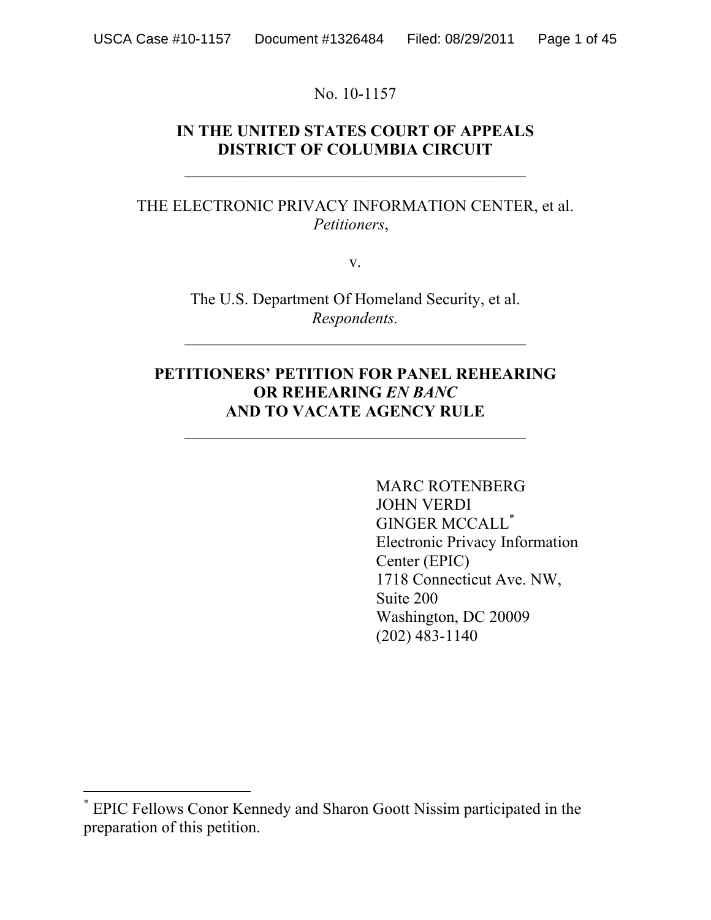No. 10-1157

**IN THE UNITED STATES COURT OF APPEALS**
**DISTRICT OF COLUMBIA CIRCUIT**

---

THE ELECTRONIC PRIVACY INFORMATION CENTER, et al.
*Petitioners*,

v.

The U.S. Department Of Homeland Security, et al.
*Respondents.*

---

**PETITIONERS' PETITION FOR PANEL REHEARING**
**OR REHEARING *EN BANC***
**AND TO VACATE AGENCY RULE**

---

MARC ROTENBERG
JOHN VERDI
GINGER MCCALL*
Electronic Privacy Information Center (EPIC)
1718 Connecticut Ave. NW,
Suite 200
Washington, DC 20009
(202) 483-1140

---

* EPIC Fellows Conor Kennedy and Sharon Goott Nissim participated in the preparation of this petition.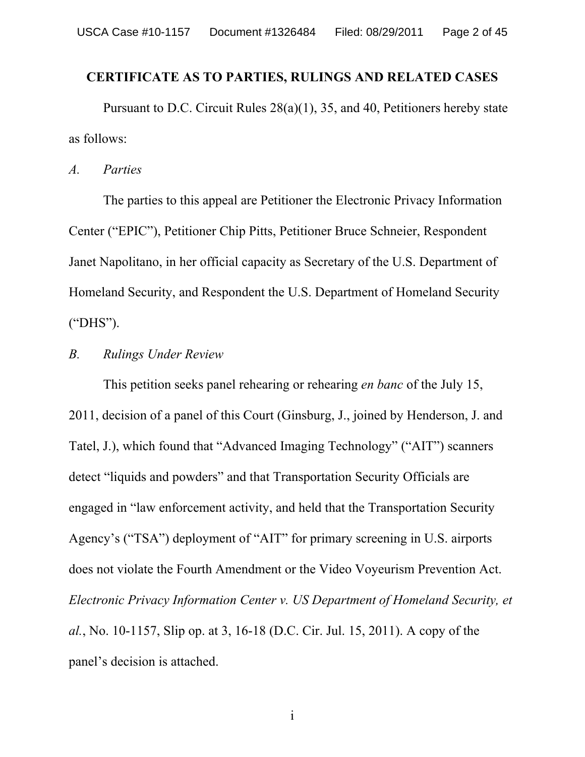## CERTIFICATE AS TO PARTIES, RULINGS AND RELATED CASES

Pursuant to D.C. Circuit Rules 28(a)(1), 35, and 40, Petitioners hereby state as follows:

*A. Parties*

The parties to this appeal are Petitioner the Electronic Privacy Information Center ("EPIC"), Petitioner Chip Pitts, Petitioner Bruce Schneier, Respondent Janet Napolitano, in her official capacity as Secretary of the U.S. Department of Homeland Security, and Respondent the U.S. Department of Homeland Security ("DHS").

*B. Rulings Under Review*

This petition seeks panel rehearing or rehearing *en banc* of the July 15, 2011, decision of a panel of this Court (Ginsburg, J., joined by Henderson, J. and Tatel, J.), which found that "Advanced Imaging Technology" ("AIT") scanners detect "liquids and powders" and that Transportation Security Officials are engaged in "law enforcement activity, and held that the Transportation Security Agency's ("TSA") deployment of "AIT" for primary screening in U.S. airports does not violate the Fourth Amendment or the Video Voyeurism Prevention Act. *Electronic Privacy Information Center v. US Department of Homeland Security, et al.*, No. 10-1157, Slip op. at 3, 16-18 (D.C. Cir. Jul. 15, 2011). A copy of the panel's decision is attached.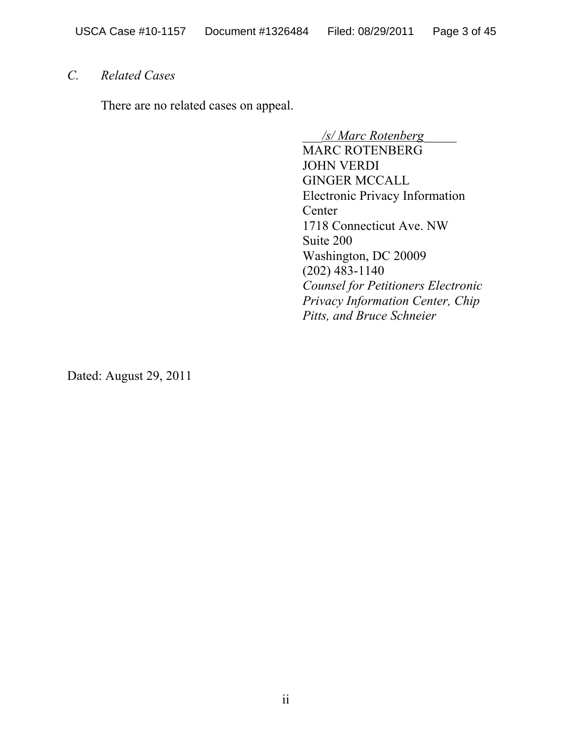*C. Related Cases*

There are no related cases on appeal.

___*/s/ Marc Rotenberg*_____
MARC ROTENBERG
JOHN VERDI
GINGER MCCALL
Electronic Privacy Information Center
1718 Connecticut Ave. NW
Suite 200
Washington, DC 20009
(202) 483-1140
*Counsel for Petitioners Electronic Privacy Information Center, Chip Pitts, and Bruce Schneier*

Dated: August 29, 2011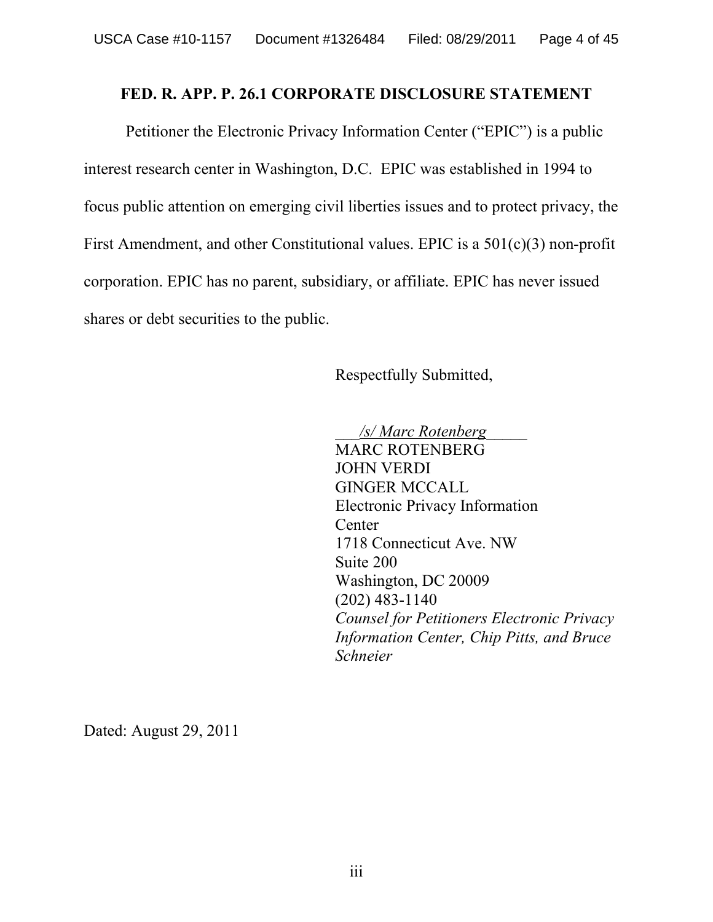## FED. R. APP. P. 26.1 CORPORATE DISCLOSURE STATEMENT

Petitioner the Electronic Privacy Information Center ("EPIC") is a public interest research center in Washington, D.C. EPIC was established in 1994 to focus public attention on emerging civil liberties issues and to protect privacy, the First Amendment, and other Constitutional values. EPIC is a 501(c)(3) non-profit corporation. EPIC has no parent, subsidiary, or affiliate. EPIC has never issued shares or debt securities to the public.

Respectfully Submitted,

*/s/ Marc Rotenberg*
MARC ROTENBERG
JOHN VERDI
GINGER MCCALL
Electronic Privacy Information Center
1718 Connecticut Ave. NW
Suite 200
Washington, DC 20009
(202) 483-1140
*Counsel for Petitioners Electronic Privacy Information Center, Chip Pitts, and Bruce Schneier*

Dated: August 29, 2011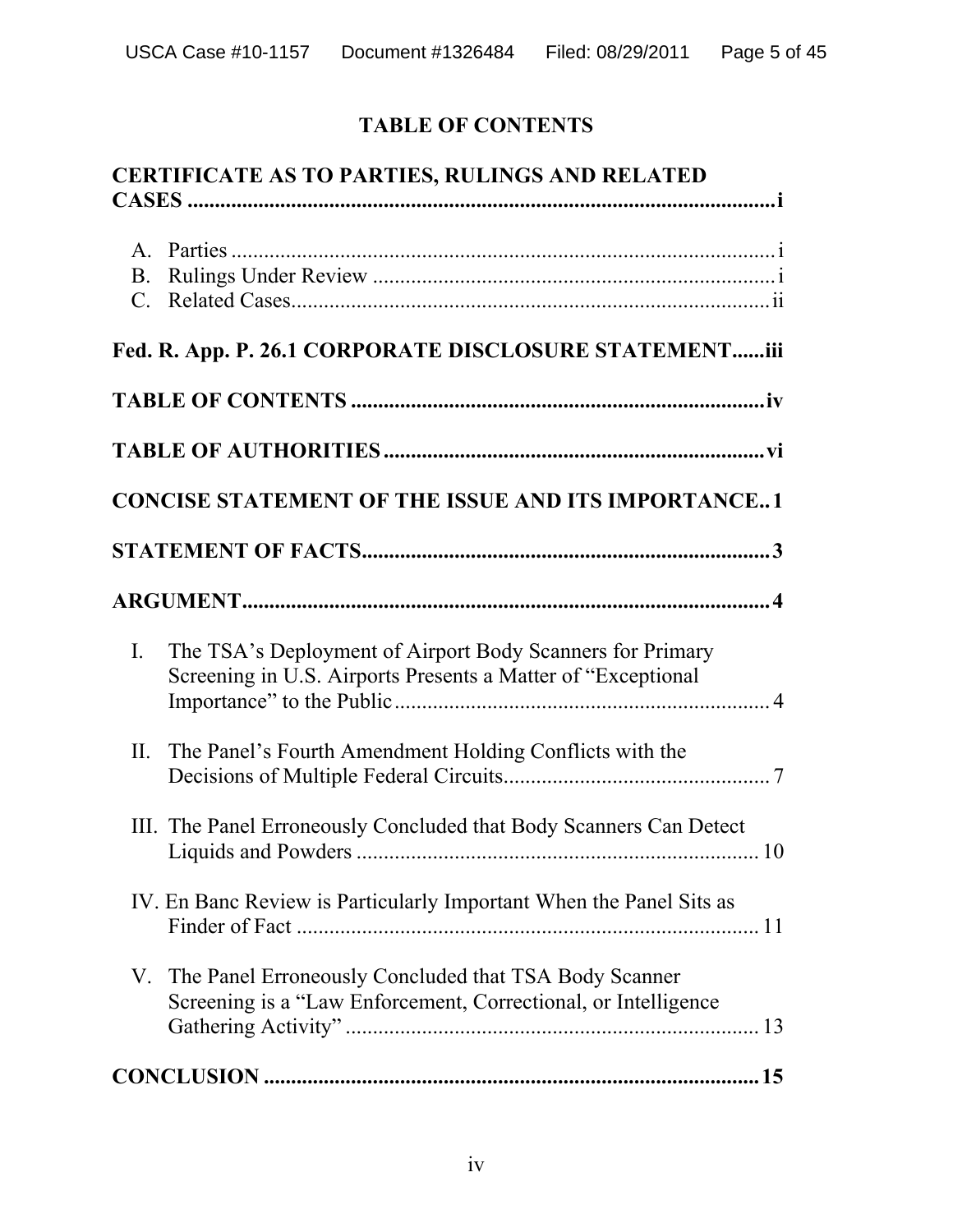# TABLE OF CONTENTS

**CERTIFICATE AS TO PARTIES, RULINGS AND RELATED CASES** .......... i

A. Parties .......... i
B. Rulings Under Review .......... i
C. Related Cases .......... ii

**Fed. R. App. P. 26.1 CORPORATE DISCLOSURE STATEMENT** .......... iii

**TABLE OF CONTENTS** .......... iv

**TABLE OF AUTHORITIES** .......... vi

**CONCISE STATEMENT OF THE ISSUE AND ITS IMPORTANCE** .......... 1

**STATEMENT OF FACTS** .......... 3

**ARGUMENT** .......... 4

I. The TSA's Deployment of Airport Body Scanners for Primary Screening in U.S. Airports Presents a Matter of "Exceptional Importance" to the Public .......... 4

II. The Panel's Fourth Amendment Holding Conflicts with the Decisions of Multiple Federal Circuits .......... 7

III. The Panel Erroneously Concluded that Body Scanners Can Detect Liquids and Powders .......... 10

IV. En Banc Review is Particularly Important When the Panel Sits as Finder of Fact .......... 11

V. The Panel Erroneously Concluded that TSA Body Scanner Screening is a "Law Enforcement, Correctional, or Intelligence Gathering Activity" .......... 13

**CONCLUSION** .......... 15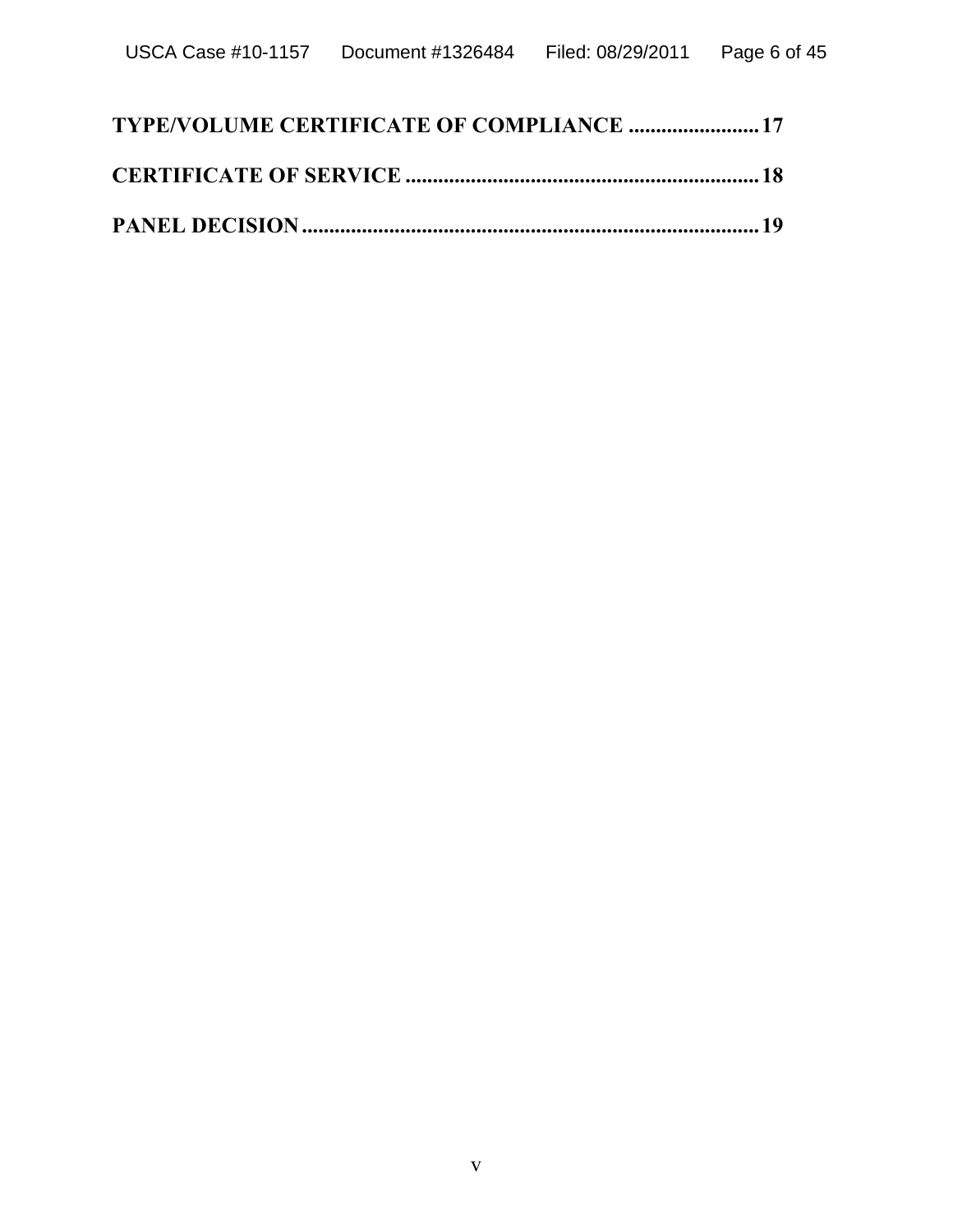**TYPE/VOLUME CERTIFICATE OF COMPLIANCE .........................17**

**CERTIFICATE OF SERVICE ..................................................................18**

**PANEL DECISION......................................................................................19**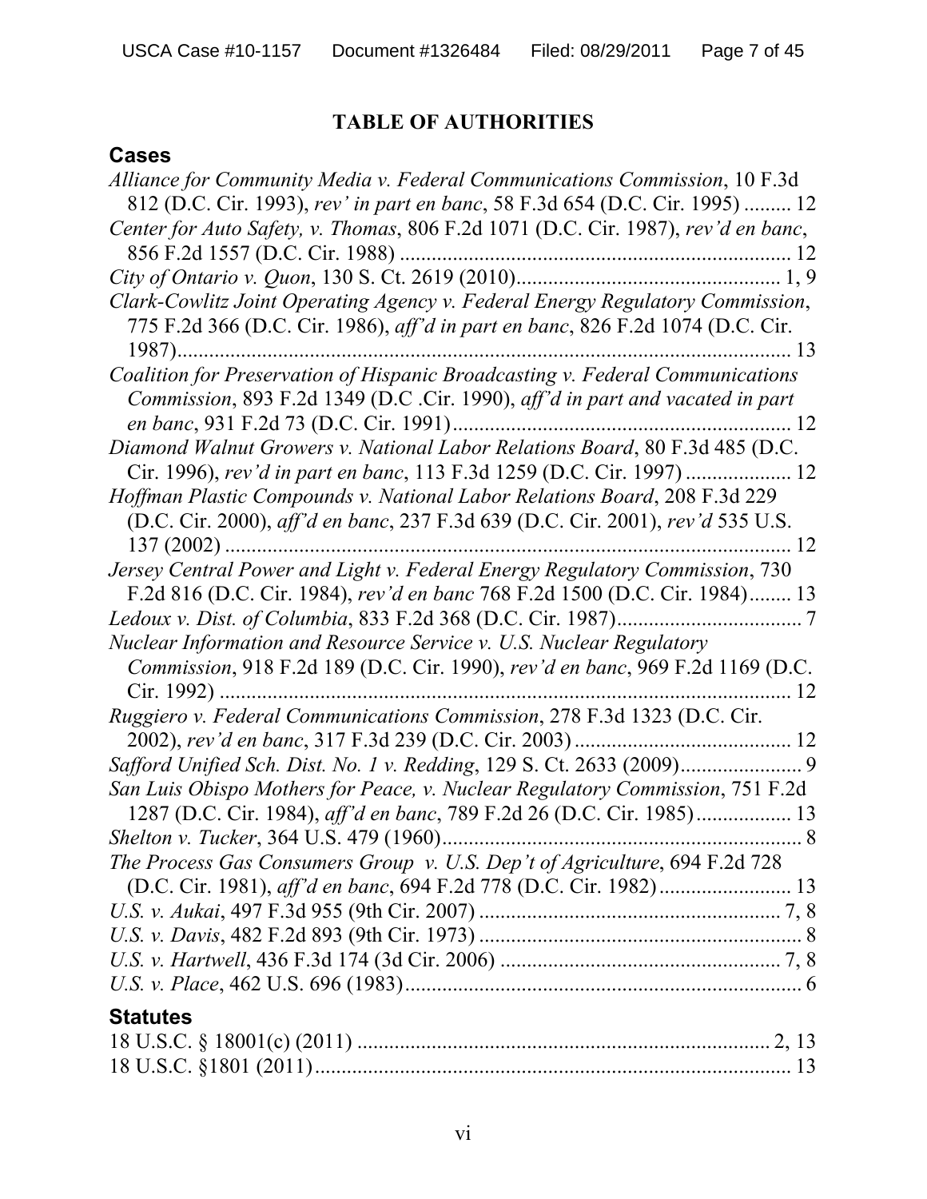# TABLE OF AUTHORITIES

## Cases

*Alliance for Community Media v. Federal Communications Commission*, 10 F.3d 812 (D.C. Cir. 1993), *rev' in part en banc*, 58 F.3d 654 (D.C. Cir. 1995) ......... 12

*Center for Auto Safety, v. Thomas*, 806 F.2d 1071 (D.C. Cir. 1987), *rev'd en banc*, 856 F.2d 1557 (D.C. Cir. 1988) ......................................................................... 12

*City of Ontario v. Quon*, 130 S. Ct. 2619 (2010)................................................. 1, 9

*Clark-Cowlitz Joint Operating Agency v. Federal Energy Regulatory Commission*, 775 F.2d 366 (D.C. Cir. 1986), *aff'd in part en banc*, 826 F.2d 1074 (D.C. Cir. 1987)................................................................................................................. 13

*Coalition for Preservation of Hispanic Broadcasting v. Federal Communications Commission*, 893 F.2d 1349 (D.C .Cir. 1990), *aff'd in part and vacated in part en banc*, 931 F.2d 73 (D.C. Cir. 1991)............................................................... 12

*Diamond Walnut Growers v. National Labor Relations Board*, 80 F.3d 485 (D.C. Cir. 1996), *rev'd in part en banc*, 113 F.3d 1259 (D.C. Cir. 1997) .................... 12

*Hoffman Plastic Compounds v. National Labor Relations Board*, 208 F.3d 229 (D.C. Cir. 2000), *aff'd en banc*, 237 F.3d 639 (D.C. Cir. 2001), *rev'd* 535 U.S. 137 (2002) ......................................................................................................... 12

*Jersey Central Power and Light v. Federal Energy Regulatory Commission*, 730 F.2d 816 (D.C. Cir. 1984), *rev'd en banc* 768 F.2d 1500 (D.C. Cir. 1984)........ 13

*Ledoux v. Dist. of Columbia*, 833 F.2d 368 (D.C. Cir. 1987)................................... 7

*Nuclear Information and Resource Service v. U.S. Nuclear Regulatory Commission*, 918 F.2d 189 (D.C. Cir. 1990), *rev'd en banc*, 969 F.2d 1169 (D.C. Cir. 1992) ........................................................................................................... 12

*Ruggiero v. Federal Communications Commission*, 278 F.3d 1323 (D.C. Cir. 2002), *rev'd en banc*, 317 F.3d 239 (D.C. Cir. 2003) ......................................... 12

*Safford Unified Sch. Dist. No. 1 v. Redding*, 129 S. Ct. 2633 (2009)....................... 9

*San Luis Obispo Mothers for Peace, v. Nuclear Regulatory Commission*, 751 F.2d 1287 (D.C. Cir. 1984), *aff'd en banc*, 789 F.2d 26 (D.C. Cir. 1985).................. 13

*Shelton v. Tucker*, 364 U.S. 479 (1960)................................................................... 8

*The Process Gas Consumers Group v. U.S. Dep't of Agriculture*, 694 F.2d 728 (D.C. Cir. 1981), *aff'd en banc*, 694 F.2d 778 (D.C. Cir. 1982) ......................... 13

*U.S. v. Aukai*, 497 F.3d 955 (9th Cir. 2007) ......................................................... 7, 8

*U.S. v. Davis*, 482 F.2d 893 (9th Cir. 1973) ............................................................. 8

*U.S. v. Hartwell*, 436 F.3d 174 (3d Cir. 2006) ..................................................... 7, 8

*U.S. v. Place*, 462 U.S. 696 (1983).......................................................................... 6

## Statutes

18 U.S.C. § 18001(c) (2011) ............................................................................. 2, 13

18 U.S.C. §1801 (2011).......................................................................................... 13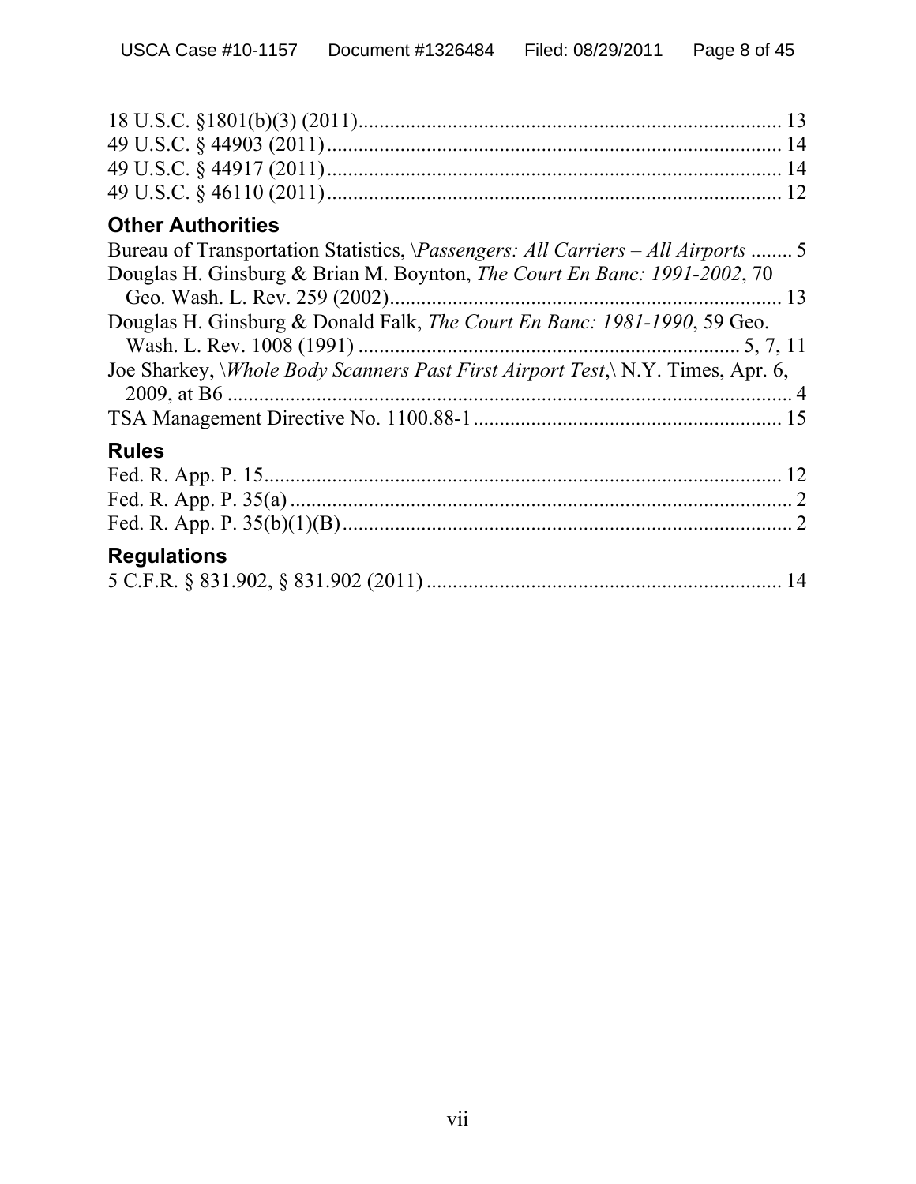18 U.S.C. §1801(b)(3) (2011)................................................................................ 13
49 U.S.C. § 44903 (2011)...................................................................................... 14
49 U.S.C. § 44917 (2011)...................................................................................... 14
49 U.S.C. § 46110 (2011)...................................................................................... 12

### Other Authorities

Bureau of Transportation Statistics, \*Passengers: All Carriers – All Airports* ........ 5
Douglas H. Ginsburg & Brian M. Boynton, *The Court En Banc: 1991-2002*, 70 Geo. Wash. L. Rev. 259 (2002)........................................................................... 13
Douglas H. Ginsburg & Donald Falk, *The Court En Banc: 1981-1990*, 59 Geo. Wash. L. Rev. 1008 (1991) ....................................................................... 5, 7, 11
Joe Sharkey, \*Whole Body Scanners Past First Airport Test*,\ N.Y. Times, Apr. 6, 2009, at B6 ........................................................................................................... 4
TSA Management Directive No. 1100.88-1........................................................... 15

### Rules

Fed. R. App. P. 15.................................................................................................. 12
Fed. R. App. P. 35(a) ............................................................................................... 2
Fed. R. App. P. 35(b)(1)(B)..................................................................................... 2

### Regulations

5 C.F.R. § 831.902, § 831.902 (2011) ................................................................... 14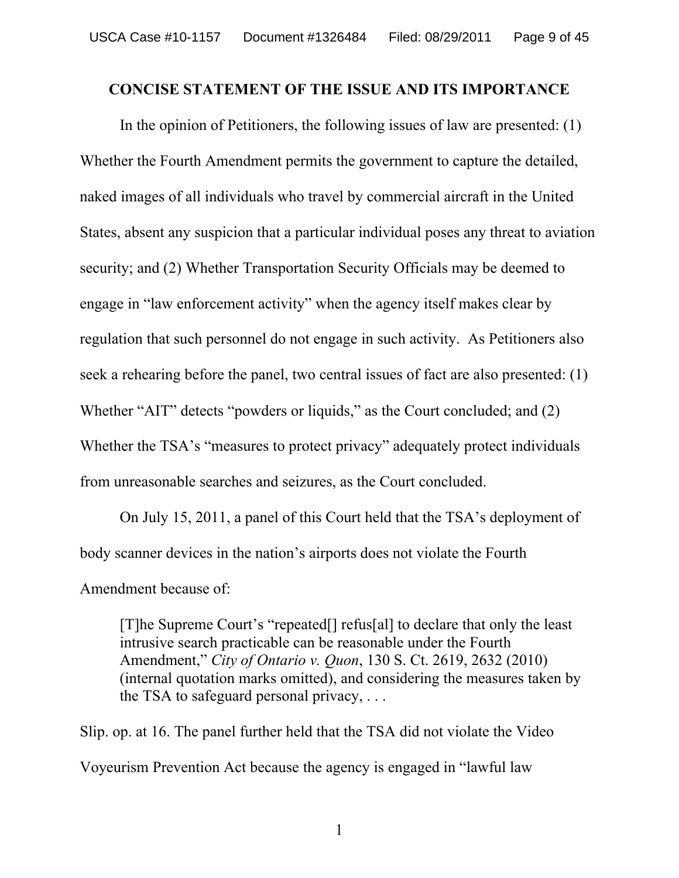## CONCISE STATEMENT OF THE ISSUE AND ITS IMPORTANCE

In the opinion of Petitioners, the following issues of law are presented: (1) Whether the Fourth Amendment permits the government to capture the detailed, naked images of all individuals who travel by commercial aircraft in the United States, absent any suspicion that a particular individual poses any threat to aviation security; and (2) Whether Transportation Security Officials may be deemed to engage in "law enforcement activity" when the agency itself makes clear by regulation that such personnel do not engage in such activity. As Petitioners also seek a rehearing before the panel, two central issues of fact are also presented: (1) Whether "AIT" detects "powders or liquids," as the Court concluded; and (2) Whether the TSA's "measures to protect privacy" adequately protect individuals from unreasonable searches and seizures, as the Court concluded.

On July 15, 2011, a panel of this Court held that the TSA's deployment of body scanner devices in the nation's airports does not violate the Fourth Amendment because of:

> [T]he Supreme Court's "repeated[] refus[al] to declare that only the least intrusive search practicable can be reasonable under the Fourth Amendment," *City of Ontario v. Quon*, 130 S. Ct. 2619, 2632 (2010) (internal quotation marks omitted), and considering the measures taken by the TSA to safeguard personal privacy, . . .

Slip. op. at 16. The panel further held that the TSA did not violate the Video Voyeurism Prevention Act because the agency is engaged in "lawful law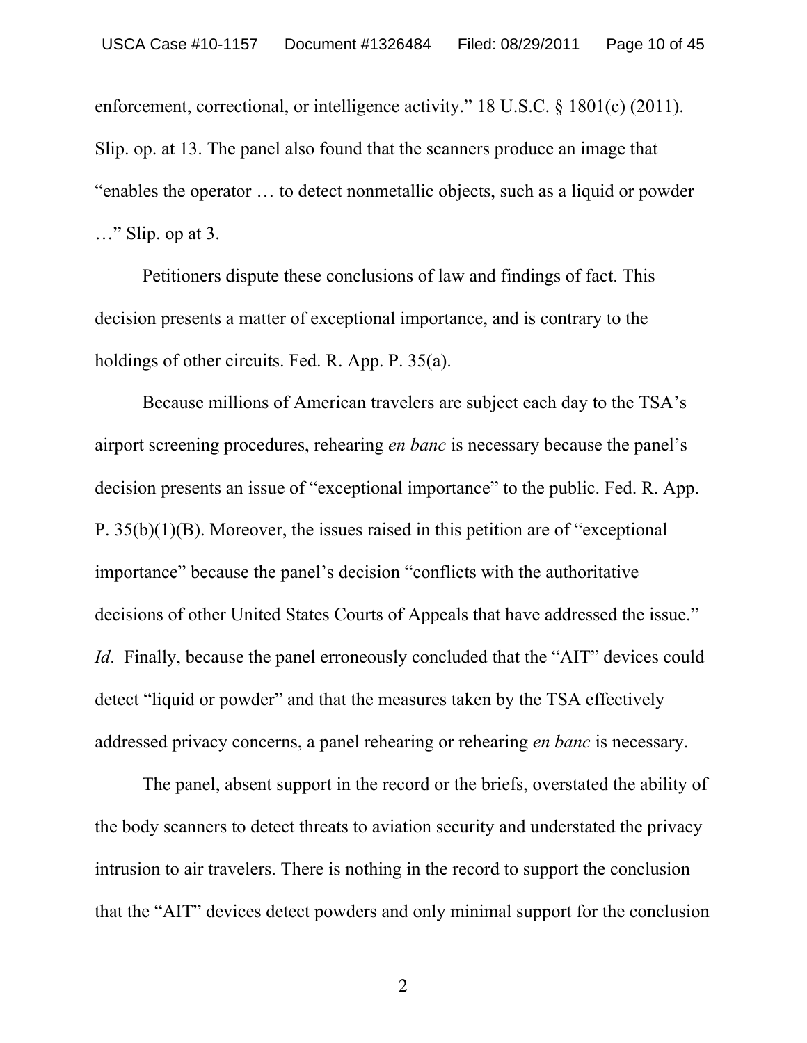enforcement, correctional, or intelligence activity." 18 U.S.C. § 1801(c) (2011). Slip. op. at 13. The panel also found that the scanners produce an image that "enables the operator … to detect nonmetallic objects, such as a liquid or powder …" Slip. op at 3.

Petitioners dispute these conclusions of law and findings of fact. This decision presents a matter of exceptional importance, and is contrary to the holdings of other circuits. Fed. R. App. P. 35(a).

Because millions of American travelers are subject each day to the TSA's airport screening procedures, rehearing *en banc* is necessary because the panel's decision presents an issue of "exceptional importance" to the public. Fed. R. App. P. 35(b)(1)(B). Moreover, the issues raised in this petition are of "exceptional importance" because the panel's decision "conflicts with the authoritative decisions of other United States Courts of Appeals that have addressed the issue." *Id*. Finally, because the panel erroneously concluded that the "AIT" devices could detect "liquid or powder" and that the measures taken by the TSA effectively addressed privacy concerns, a panel rehearing or rehearing *en banc* is necessary.

The panel, absent support in the record or the briefs, overstated the ability of the body scanners to detect threats to aviation security and understated the privacy intrusion to air travelers. There is nothing in the record to support the conclusion that the "AIT" devices detect powders and only minimal support for the conclusion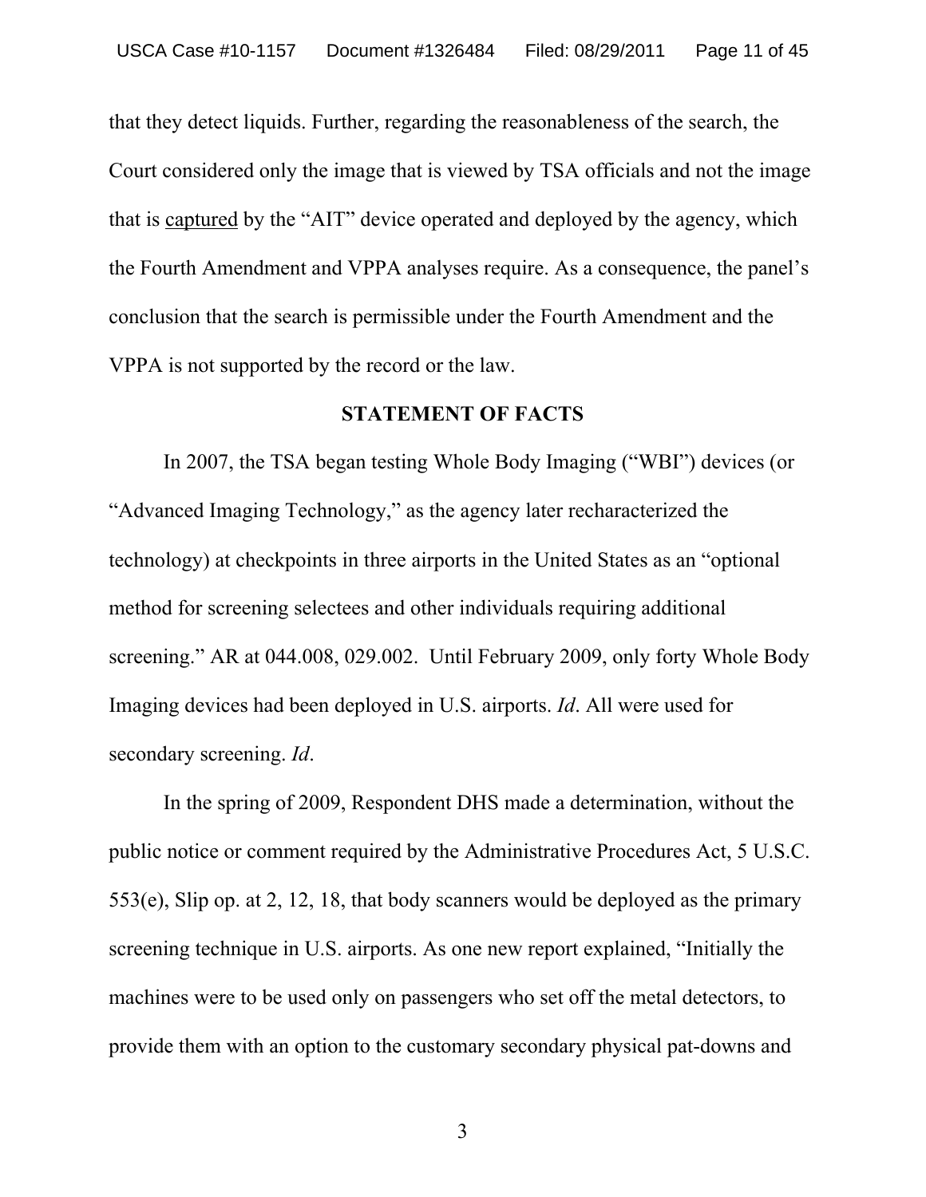that they detect liquids. Further, regarding the reasonableness of the search, the Court considered only the image that is viewed by TSA officials and not the image that is captured by the "AIT" device operated and deployed by the agency, which the Fourth Amendment and VPPA analyses require. As a consequence, the panel's conclusion that the search is permissible under the Fourth Amendment and the VPPA is not supported by the record or the law.

## STATEMENT OF FACTS

In 2007, the TSA began testing Whole Body Imaging ("WBI") devices (or "Advanced Imaging Technology," as the agency later recharacterized the technology) at checkpoints in three airports in the United States as an "optional method for screening selectees and other individuals requiring additional screening." AR at 044.008, 029.002. Until February 2009, only forty Whole Body Imaging devices had been deployed in U.S. airports. *Id*. All were used for secondary screening. *Id*.

In the spring of 2009, Respondent DHS made a determination, without the public notice or comment required by the Administrative Procedures Act, 5 U.S.C. 553(e), Slip op. at 2, 12, 18, that body scanners would be deployed as the primary screening technique in U.S. airports. As one new report explained, "Initially the machines were to be used only on passengers who set off the metal detectors, to provide them with an option to the customary secondary physical pat-downs and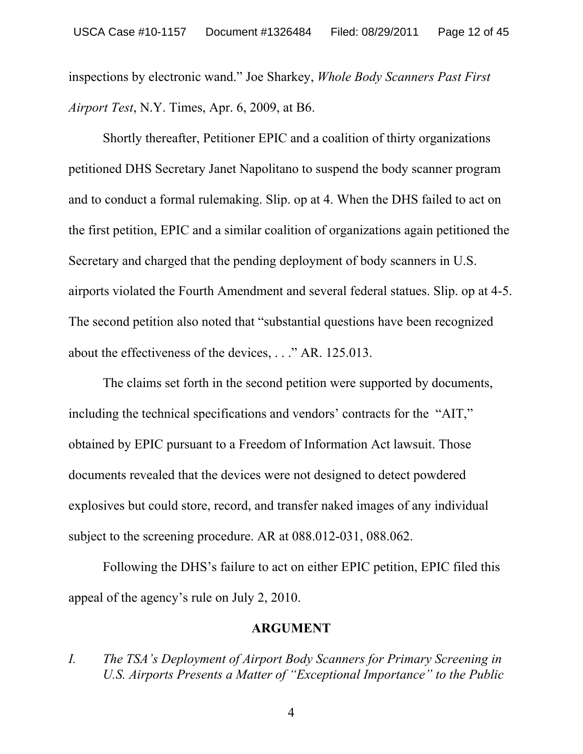inspections by electronic wand." Joe Sharkey, *Whole Body Scanners Past First Airport Test*, N.Y. Times, Apr. 6, 2009, at B6.

Shortly thereafter, Petitioner EPIC and a coalition of thirty organizations petitioned DHS Secretary Janet Napolitano to suspend the body scanner program and to conduct a formal rulemaking. Slip. op at 4. When the DHS failed to act on the first petition, EPIC and a similar coalition of organizations again petitioned the Secretary and charged that the pending deployment of body scanners in U.S. airports violated the Fourth Amendment and several federal statues. Slip. op at 4-5. The second petition also noted that "substantial questions have been recognized about the effectiveness of the devices, . . ." AR. 125.013.

The claims set forth in the second petition were supported by documents, including the technical specifications and vendors' contracts for the "AIT," obtained by EPIC pursuant to a Freedom of Information Act lawsuit. Those documents revealed that the devices were not designed to detect powdered explosives but could store, record, and transfer naked images of any individual subject to the screening procedure. AR at 088.012-031, 088.062.

Following the DHS's failure to act on either EPIC petition, EPIC filed this appeal of the agency's rule on July 2, 2010.

## ARGUMENT

### *I. The TSA's Deployment of Airport Body Scanners for Primary Screening in U.S. Airports Presents a Matter of "Exceptional Importance" to the Public*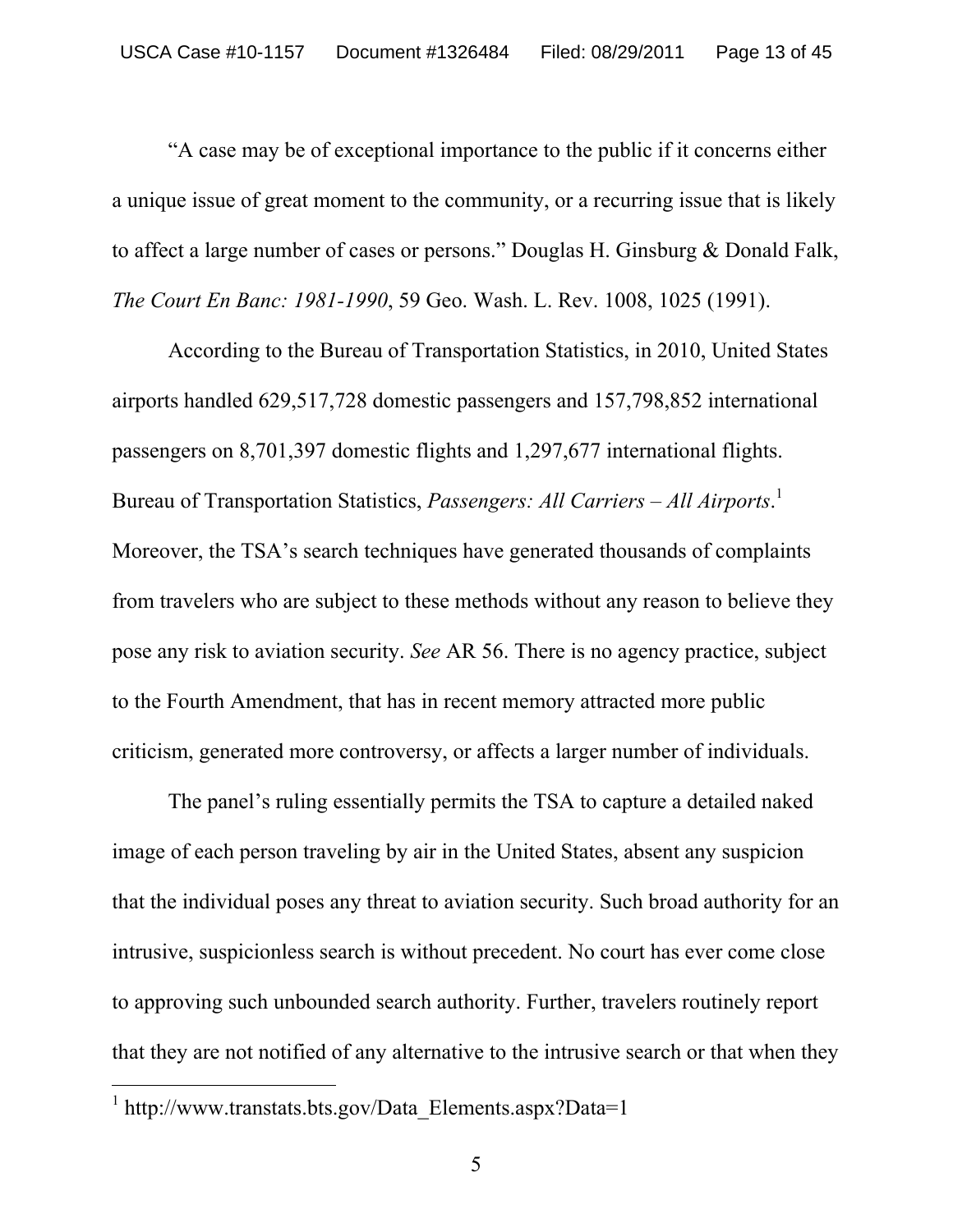"A case may be of exceptional importance to the public if it concerns either a unique issue of great moment to the community, or a recurring issue that is likely to affect a large number of cases or persons." Douglas H. Ginsburg & Donald Falk, *The Court En Banc: 1981-1990*, 59 Geo. Wash. L. Rev. 1008, 1025 (1991).

According to the Bureau of Transportation Statistics, in 2010, United States airports handled 629,517,728 domestic passengers and 157,798,852 international passengers on 8,701,397 domestic flights and 1,297,677 international flights. Bureau of Transportation Statistics, *Passengers: All Carriers – All Airports*.[1] Moreover, the TSA's search techniques have generated thousands of complaints from travelers who are subject to these methods without any reason to believe they pose any risk to aviation security. *See* AR 56. There is no agency practice, subject to the Fourth Amendment, that has in recent memory attracted more public criticism, generated more controversy, or affects a larger number of individuals.

The panel's ruling essentially permits the TSA to capture a detailed naked image of each person traveling by air in the United States, absent any suspicion that the individual poses any threat to aviation security. Such broad authority for an intrusive, suspicionless search is without precedent. No court has ever come close to approving such unbounded search authority. Further, travelers routinely report that they are not notified of any alternative to the intrusive search or that when they

---

[1] http://www.transtats.bts.gov/Data_Elements.aspx?Data=1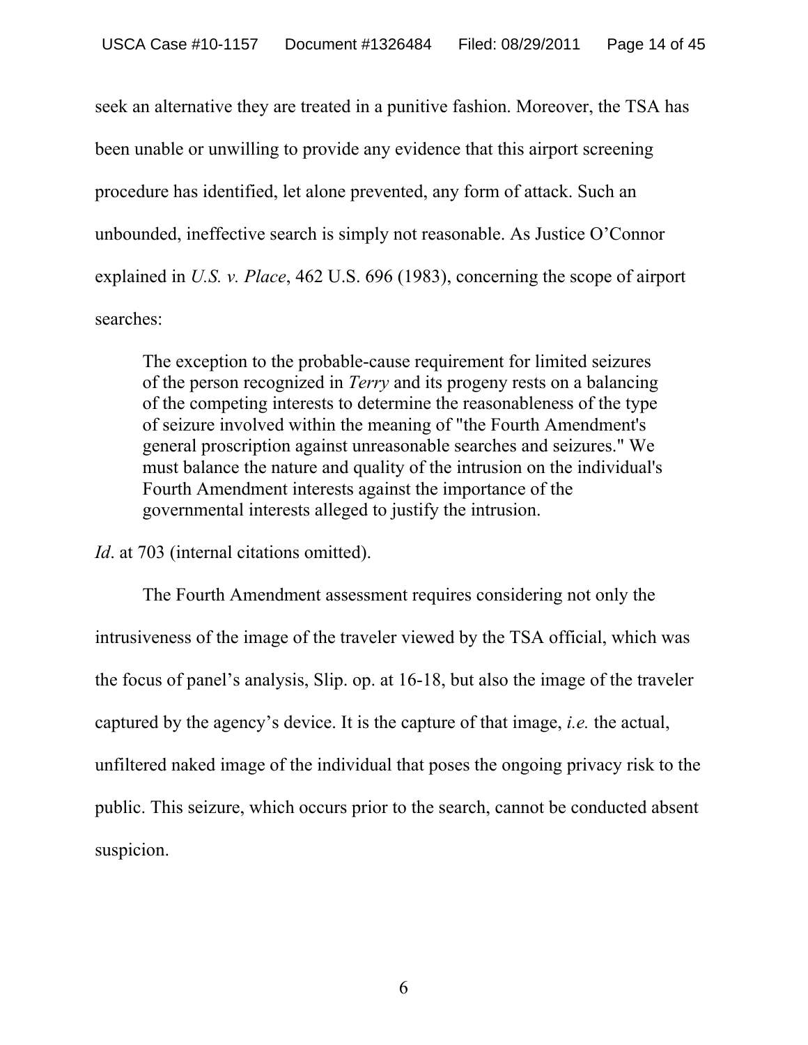seek an alternative they are treated in a punitive fashion. Moreover, the TSA has been unable or unwilling to provide any evidence that this airport screening procedure has identified, let alone prevented, any form of attack. Such an unbounded, ineffective search is simply not reasonable. As Justice O'Connor explained in *U.S. v. Place*, 462 U.S. 696 (1983), concerning the scope of airport searches:

> The exception to the probable-cause requirement for limited seizures of the person recognized in *Terry* and its progeny rests on a balancing of the competing interests to determine the reasonableness of the type of seizure involved within the meaning of "the Fourth Amendment's general proscription against unreasonable searches and seizures." We must balance the nature and quality of the intrusion on the individual's Fourth Amendment interests against the importance of the governmental interests alleged to justify the intrusion.

*Id*. at 703 (internal citations omitted).

The Fourth Amendment assessment requires considering not only the intrusiveness of the image of the traveler viewed by the TSA official, which was the focus of panel's analysis, Slip. op. at 16-18, but also the image of the traveler captured by the agency's device. It is the capture of that image, *i.e.* the actual, unfiltered naked image of the individual that poses the ongoing privacy risk to the public. This seizure, which occurs prior to the search, cannot be conducted absent suspicion.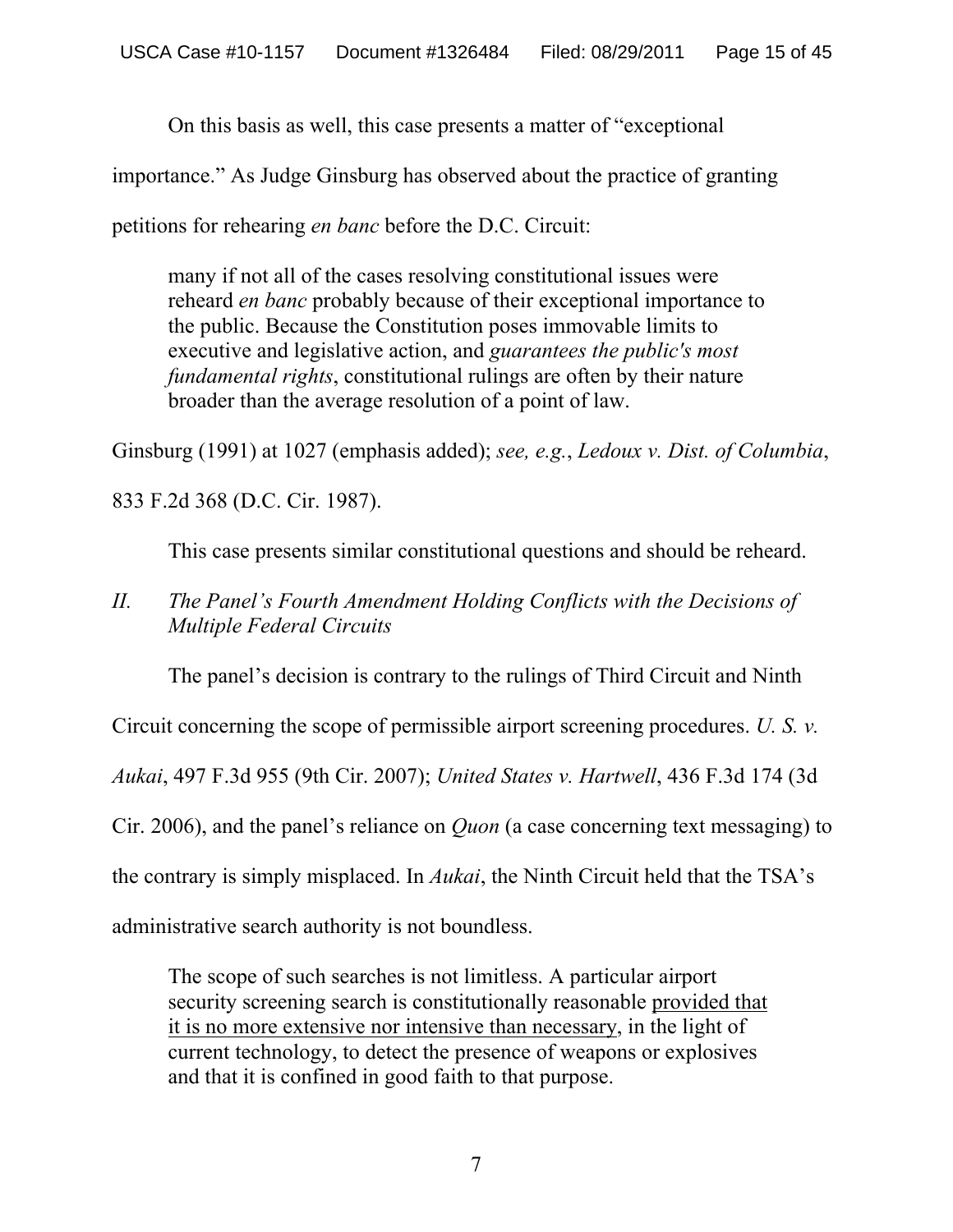On this basis as well, this case presents a matter of "exceptional importance." As Judge Ginsburg has observed about the practice of granting petitions for rehearing *en banc* before the D.C. Circuit:

> many if not all of the cases resolving constitutional issues were reheard *en banc* probably because of their exceptional importance to the public. Because the Constitution poses immovable limits to executive and legislative action, and *guarantees the public's most fundamental rights*, constitutional rulings are often by their nature broader than the average resolution of a point of law.

Ginsburg (1991) at 1027 (emphasis added); *see, e.g.*, *Ledoux v. Dist. of Columbia*, 833 F.2d 368 (D.C. Cir. 1987).

This case presents similar constitutional questions and should be reheard.

## *II. The Panel's Fourth Amendment Holding Conflicts with the Decisions of Multiple Federal Circuits*

The panel's decision is contrary to the rulings of Third Circuit and Ninth Circuit concerning the scope of permissible airport screening procedures. *U. S. v. Aukai*, 497 F.3d 955 (9th Cir. 2007); *United States v. Hartwell*, 436 F.3d 174 (3d Cir. 2006), and the panel's reliance on *Quon* (a case concerning text messaging) to the contrary is simply misplaced. In *Aukai*, the Ninth Circuit held that the TSA's administrative search authority is not boundless.

> The scope of such searches is not limitless. A particular airport security screening search is constitutionally reasonable <u>provided that it is no more extensive nor intensive than necessary</u>, in the light of current technology, to detect the presence of weapons or explosives and that it is confined in good faith to that purpose.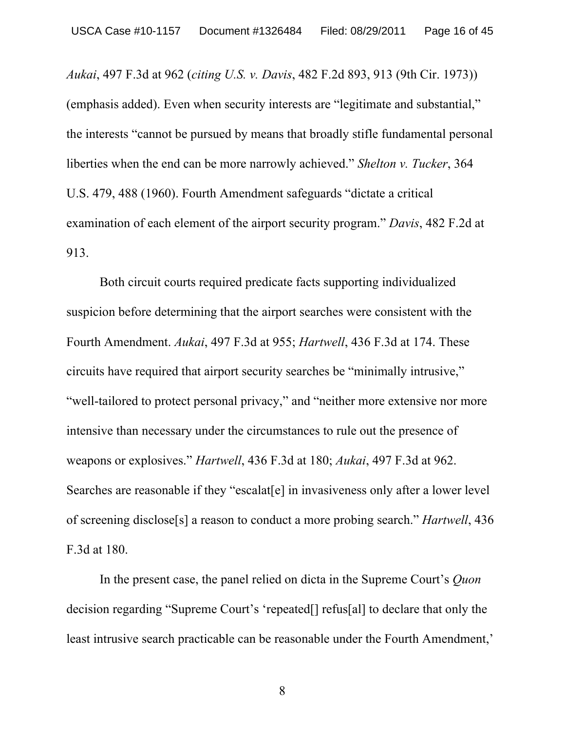*Aukai*, 497 F.3d at 962 (*citing U.S. v. Davis*, 482 F.2d 893, 913 (9th Cir. 1973)) (emphasis added). Even when security interests are "legitimate and substantial," the interests "cannot be pursued by means that broadly stifle fundamental personal liberties when the end can be more narrowly achieved." *Shelton v. Tucker*, 364 U.S. 479, 488 (1960). Fourth Amendment safeguards "dictate a critical examination of each element of the airport security program." *Davis*, 482 F.2d at 913.

Both circuit courts required predicate facts supporting individualized suspicion before determining that the airport searches were consistent with the Fourth Amendment. *Aukai*, 497 F.3d at 955; *Hartwell*, 436 F.3d at 174. These circuits have required that airport security searches be "minimally intrusive," "well-tailored to protect personal privacy," and "neither more extensive nor more intensive than necessary under the circumstances to rule out the presence of weapons or explosives." *Hartwell*, 436 F.3d at 180; *Aukai*, 497 F.3d at 962. Searches are reasonable if they "escalat[e] in invasiveness only after a lower level of screening disclose[s] a reason to conduct a more probing search." *Hartwell*, 436 F.3d at 180.

In the present case, the panel relied on dicta in the Supreme Court's *Quon* decision regarding "Supreme Court's 'repeated[] refus[al] to declare that only the least intrusive search practicable can be reasonable under the Fourth Amendment,'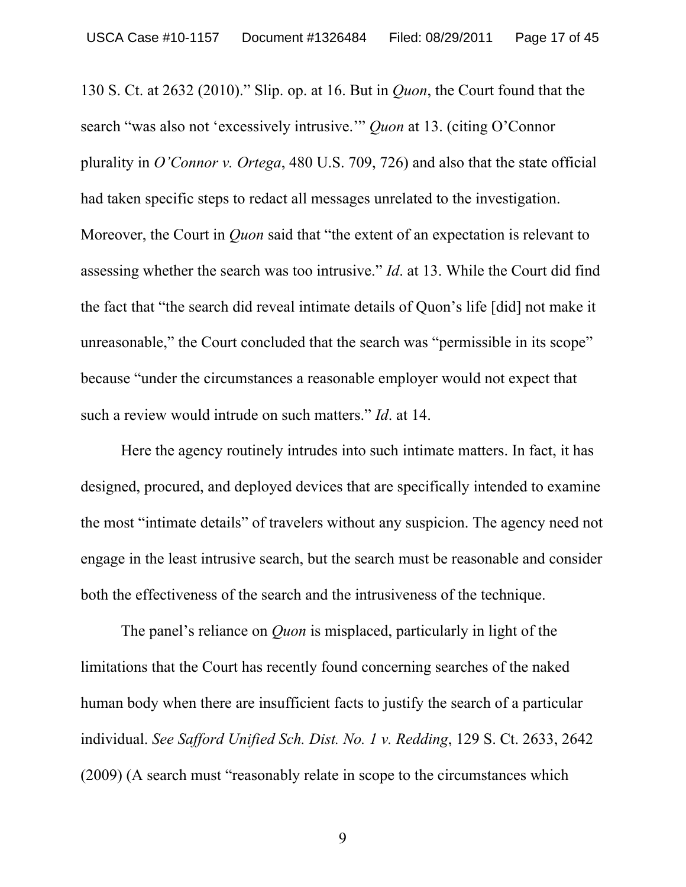130 S. Ct. at 2632 (2010)." Slip. op. at 16. But in *Quon*, the Court found that the search "was also not 'excessively intrusive.'" *Quon* at 13. (citing O'Connor plurality in *O'Connor v. Ortega*, 480 U.S. 709, 726) and also that the state official had taken specific steps to redact all messages unrelated to the investigation. Moreover, the Court in *Quon* said that "the extent of an expectation is relevant to assessing whether the search was too intrusive." *Id*. at 13. While the Court did find the fact that "the search did reveal intimate details of Quon's life [did] not make it unreasonable," the Court concluded that the search was "permissible in its scope" because "under the circumstances a reasonable employer would not expect that such a review would intrude on such matters." *Id*. at 14.

Here the agency routinely intrudes into such intimate matters. In fact, it has designed, procured, and deployed devices that are specifically intended to examine the most "intimate details" of travelers without any suspicion. The agency need not engage in the least intrusive search, but the search must be reasonable and consider both the effectiveness of the search and the intrusiveness of the technique.

The panel's reliance on *Quon* is misplaced, particularly in light of the limitations that the Court has recently found concerning searches of the naked human body when there are insufficient facts to justify the search of a particular individual. *See Safford Unified Sch. Dist. No. 1 v. Redding*, 129 S. Ct. 2633, 2642 (2009) (A search must "reasonably relate in scope to the circumstances which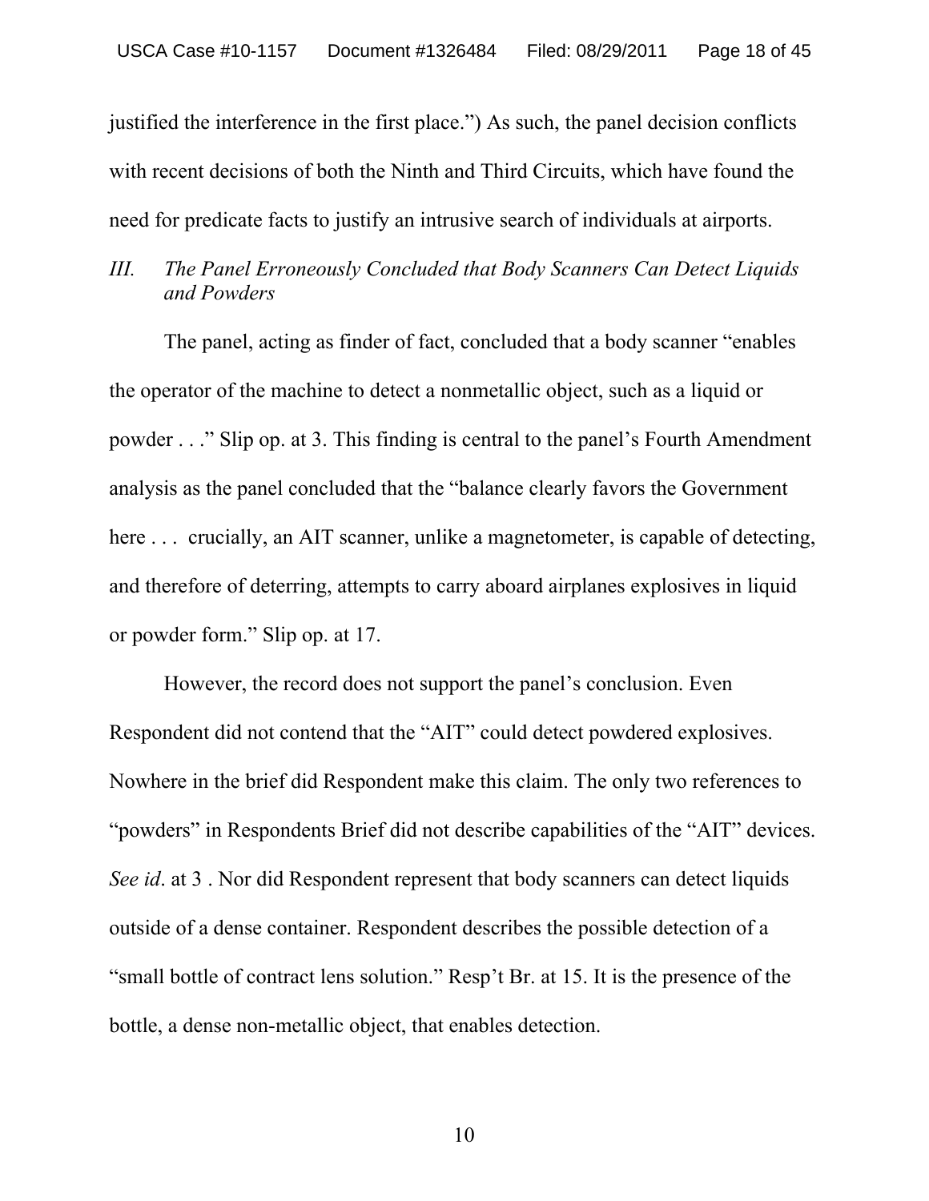justified the interference in the first place.") As such, the panel decision conflicts with recent decisions of both the Ninth and Third Circuits, which have found the need for predicate facts to justify an intrusive search of individuals at airports.

### *III. The Panel Erroneously Concluded that Body Scanners Can Detect Liquids and Powders*

The panel, acting as finder of fact, concluded that a body scanner "enables the operator of the machine to detect a nonmetallic object, such as a liquid or powder . . ." Slip op. at 3. This finding is central to the panel's Fourth Amendment analysis as the panel concluded that the "balance clearly favors the Government here . . . crucially, an AIT scanner, unlike a magnetometer, is capable of detecting, and therefore of deterring, attempts to carry aboard airplanes explosives in liquid or powder form." Slip op. at 17.

However, the record does not support the panel's conclusion. Even Respondent did not contend that the "AIT" could detect powdered explosives. Nowhere in the brief did Respondent make this claim. The only two references to "powders" in Respondents Brief did not describe capabilities of the "AIT" devices. *See id*. at 3 . Nor did Respondent represent that body scanners can detect liquids outside of a dense container. Respondent describes the possible detection of a "small bottle of contract lens solution." Resp't Br. at 15. It is the presence of the bottle, a dense non-metallic object, that enables detection.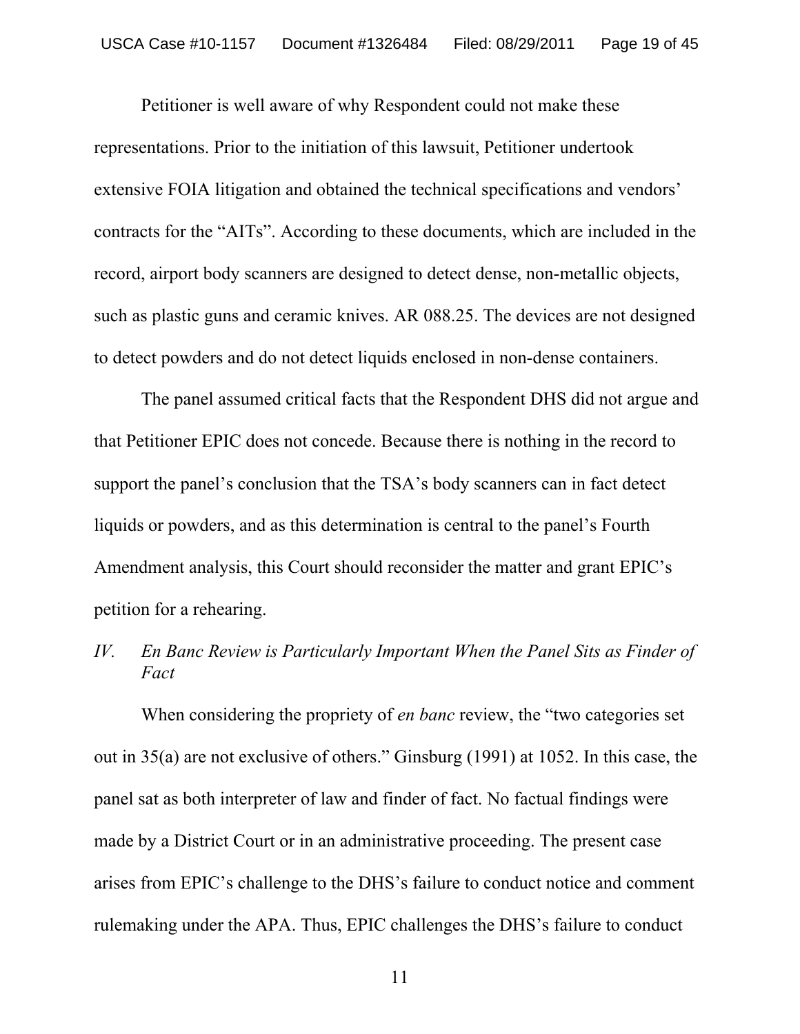Petitioner is well aware of why Respondent could not make these representations. Prior to the initiation of this lawsuit, Petitioner undertook extensive FOIA litigation and obtained the technical specifications and vendors' contracts for the "AITs". According to these documents, which are included in the record, airport body scanners are designed to detect dense, non-metallic objects, such as plastic guns and ceramic knives. AR 088.25. The devices are not designed to detect powders and do not detect liquids enclosed in non-dense containers.

The panel assumed critical facts that the Respondent DHS did not argue and that Petitioner EPIC does not concede. Because there is nothing in the record to support the panel's conclusion that the TSA's body scanners can in fact detect liquids or powders, and as this determination is central to the panel's Fourth Amendment analysis, this Court should reconsider the matter and grant EPIC's petition for a rehearing.

## *IV. En Banc Review is Particularly Important When the Panel Sits as Finder of Fact*

When considering the propriety of *en banc* review, the "two categories set out in 35(a) are not exclusive of others." Ginsburg (1991) at 1052. In this case, the panel sat as both interpreter of law and finder of fact. No factual findings were made by a District Court or in an administrative proceeding. The present case arises from EPIC's challenge to the DHS's failure to conduct notice and comment rulemaking under the APA. Thus, EPIC challenges the DHS's failure to conduct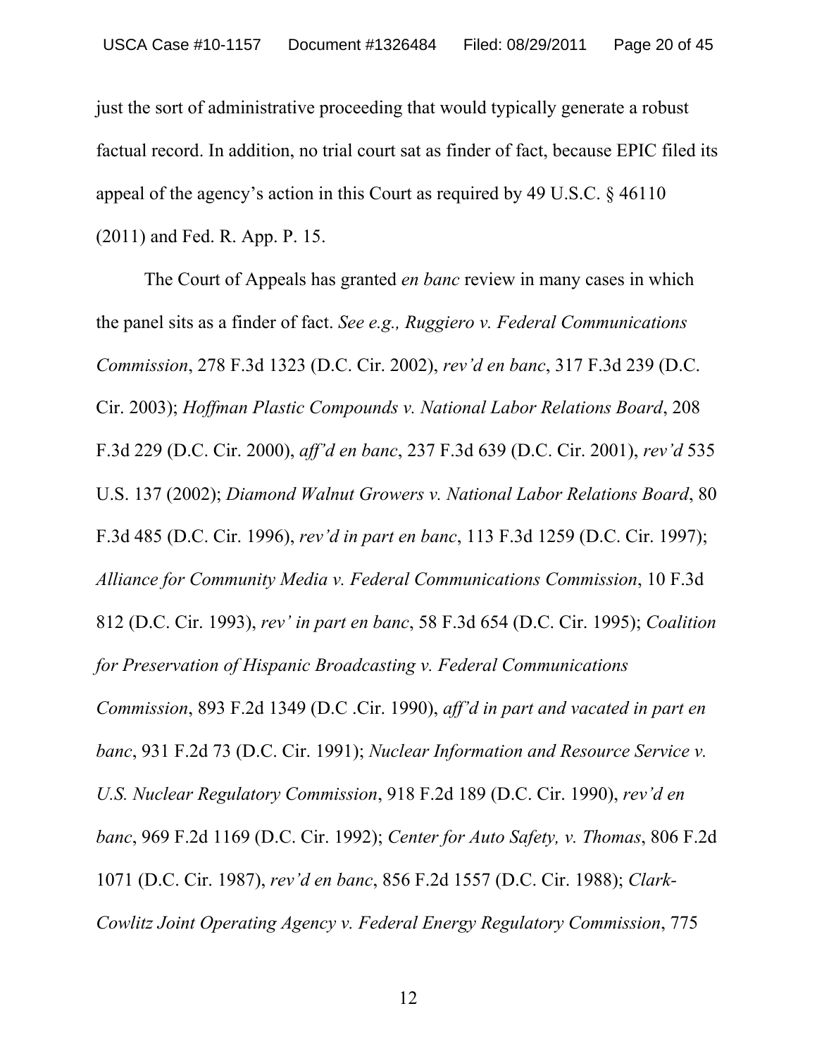just the sort of administrative proceeding that would typically generate a robust factual record. In addition, no trial court sat as finder of fact, because EPIC filed its appeal of the agency's action in this Court as required by 49 U.S.C. § 46110 (2011) and Fed. R. App. P. 15.

The Court of Appeals has granted *en banc* review in many cases in which the panel sits as a finder of fact. *See e.g., Ruggiero v. Federal Communications Commission*, 278 F.3d 1323 (D.C. Cir. 2002), *rev'd en banc*, 317 F.3d 239 (D.C. Cir. 2003); *Hoffman Plastic Compounds v. National Labor Relations Board*, 208 F.3d 229 (D.C. Cir. 2000), *aff'd en banc*, 237 F.3d 639 (D.C. Cir. 2001), *rev'd* 535 U.S. 137 (2002); *Diamond Walnut Growers v. National Labor Relations Board*, 80 F.3d 485 (D.C. Cir. 1996), *rev'd in part en banc*, 113 F.3d 1259 (D.C. Cir. 1997); *Alliance for Community Media v. Federal Communications Commission*, 10 F.3d 812 (D.C. Cir. 1993), *rev' in part en banc*, 58 F.3d 654 (D.C. Cir. 1995); *Coalition for Preservation of Hispanic Broadcasting v. Federal Communications Commission*, 893 F.2d 1349 (D.C .Cir. 1990), *aff'd in part and vacated in part en banc*, 931 F.2d 73 (D.C. Cir. 1991); *Nuclear Information and Resource Service v. U.S. Nuclear Regulatory Commission*, 918 F.2d 189 (D.C. Cir. 1990), *rev'd en banc*, 969 F.2d 1169 (D.C. Cir. 1992); *Center for Auto Safety, v. Thomas*, 806 F.2d 1071 (D.C. Cir. 1987), *rev'd en banc*, 856 F.2d 1557 (D.C. Cir. 1988); *Clark-Cowlitz Joint Operating Agency v. Federal Energy Regulatory Commission*, 775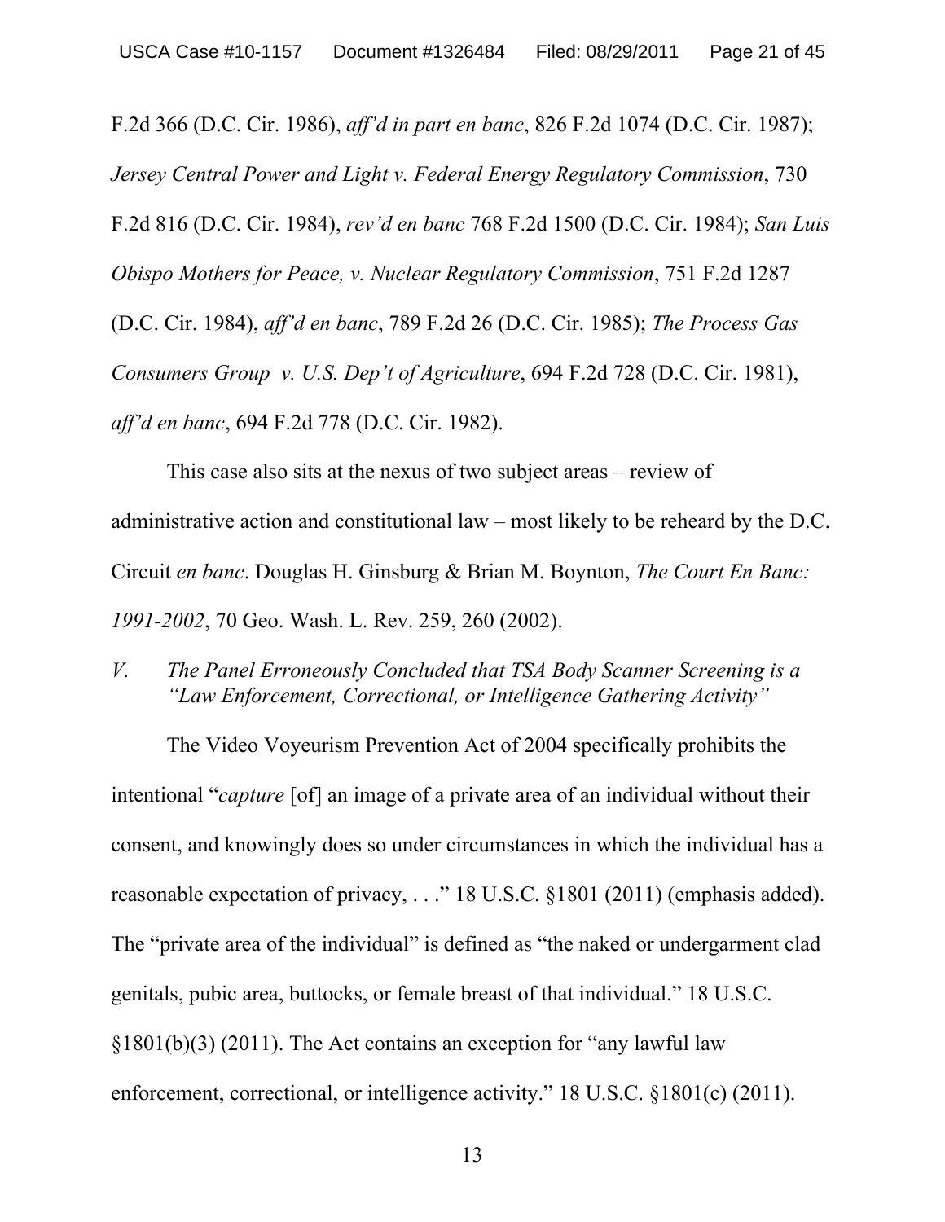F.2d 366 (D.C. Cir. 1986), *aff'd in part en banc*, 826 F.2d 1074 (D.C. Cir. 1987); *Jersey Central Power and Light v. Federal Energy Regulatory Commission*, 730 F.2d 816 (D.C. Cir. 1984), *rev'd en banc* 768 F.2d 1500 (D.C. Cir. 1984); *San Luis Obispo Mothers for Peace, v. Nuclear Regulatory Commission*, 751 F.2d 1287 (D.C. Cir. 1984), *aff'd en banc*, 789 F.2d 26 (D.C. Cir. 1985); *The Process Gas Consumers Group v. U.S. Dep't of Agriculture*, 694 F.2d 728 (D.C. Cir. 1981), *aff'd en banc*, 694 F.2d 778 (D.C. Cir. 1982).

This case also sits at the nexus of two subject areas – review of administrative action and constitutional law – most likely to be reheard by the D.C. Circuit *en banc*. Douglas H. Ginsburg & Brian M. Boynton, *The Court En Banc: 1991-2002*, 70 Geo. Wash. L. Rev. 259, 260 (2002).

### *V. The Panel Erroneously Concluded that TSA Body Scanner Screening is a "Law Enforcement, Correctional, or Intelligence Gathering Activity"*

The Video Voyeurism Prevention Act of 2004 specifically prohibits the intentional "*capture* [of] an image of a private area of an individual without their consent, and knowingly does so under circumstances in which the individual has a reasonable expectation of privacy, . . ." 18 U.S.C. §1801 (2011) (emphasis added). The "private area of the individual" is defined as "the naked or undergarment clad genitals, pubic area, buttocks, or female breast of that individual." 18 U.S.C. §1801(b)(3) (2011). The Act contains an exception for "any lawful law enforcement, correctional, or intelligence activity." 18 U.S.C. §1801(c) (2011).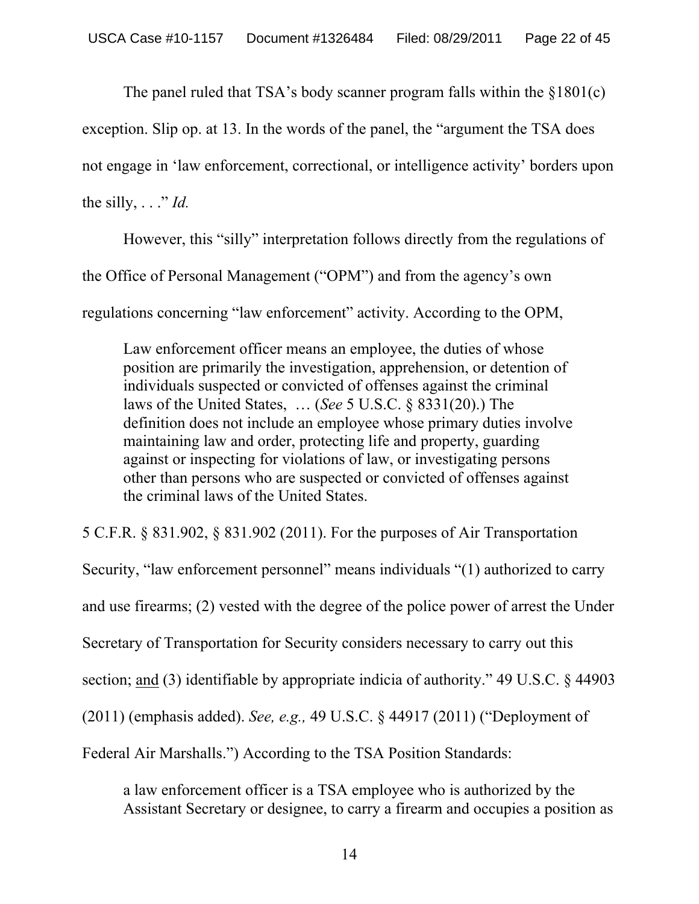The panel ruled that TSA's body scanner program falls within the §1801(c) exception. Slip op. at 13. In the words of the panel, the "argument the TSA does not engage in 'law enforcement, correctional, or intelligence activity' borders upon the silly, . . ." *Id.*

However, this "silly" interpretation follows directly from the regulations of the Office of Personal Management ("OPM") and from the agency's own regulations concerning "law enforcement" activity. According to the OPM,

> Law enforcement officer means an employee, the duties of whose position are primarily the investigation, apprehension, or detention of individuals suspected or convicted of offenses against the criminal laws of the United States, … (*See* 5 U.S.C. § 8331(20).) The definition does not include an employee whose primary duties involve maintaining law and order, protecting life and property, guarding against or inspecting for violations of law, or investigating persons other than persons who are suspected or convicted of offenses against the criminal laws of the United States.

5 C.F.R. § 831.902, § 831.902 (2011). For the purposes of Air Transportation Security, "law enforcement personnel" means individuals "(1) authorized to carry and use firearms; (2) vested with the degree of the police power of arrest the Under Secretary of Transportation for Security considers necessary to carry out this section; <u>and</u> (3) identifiable by appropriate indicia of authority." 49 U.S.C. § 44903 (2011) (emphasis added). *See, e.g.,* 49 U.S.C. § 44917 (2011) ("Deployment of Federal Air Marshalls.") According to the TSA Position Standards:

> a law enforcement officer is a TSA employee who is authorized by the Assistant Secretary or designee, to carry a firearm and occupies a position as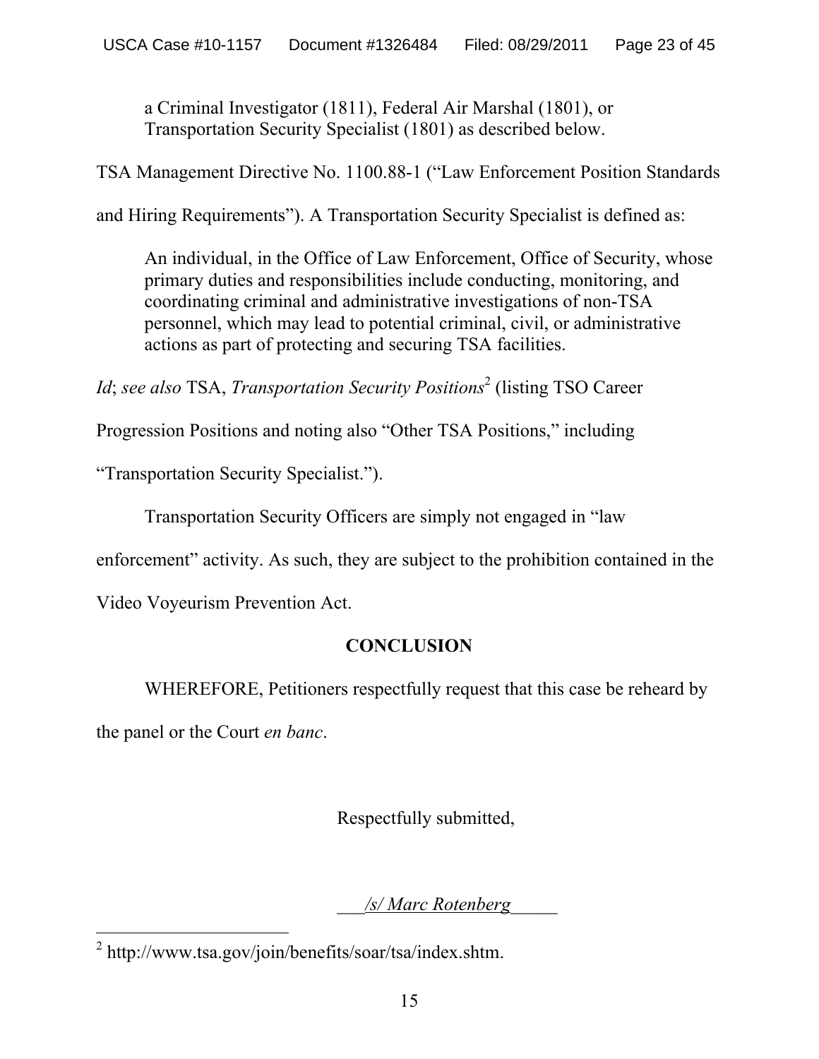> a Criminal Investigator (1811), Federal Air Marshal (1801), or Transportation Security Specialist (1801) as described below.

TSA Management Directive No. 1100.88-1 ("Law Enforcement Position Standards and Hiring Requirements"). A Transportation Security Specialist is defined as:

> An individual, in the Office of Law Enforcement, Office of Security, whose primary duties and responsibilities include conducting, monitoring, and coordinating criminal and administrative investigations of non-TSA personnel, which may lead to potential criminal, civil, or administrative actions as part of protecting and securing TSA facilities.

*Id*; *see also* TSA, *Transportation Security Positions*[2] (listing TSO Career Progression Positions and noting also "Other TSA Positions," including "Transportation Security Specialist.").

Transportation Security Officers are simply not engaged in "law enforcement" activity. As such, they are subject to the prohibition contained in the Video Voyeurism Prevention Act.

**CONCLUSION**

WHEREFORE, Petitioners respectfully request that this case be reheard by the panel or the Court *en banc*.

Respectfully submitted,

*/s/ Marc Rotenberg*

[2] http://www.tsa.gov/join/benefits/soar/tsa/index.shtm.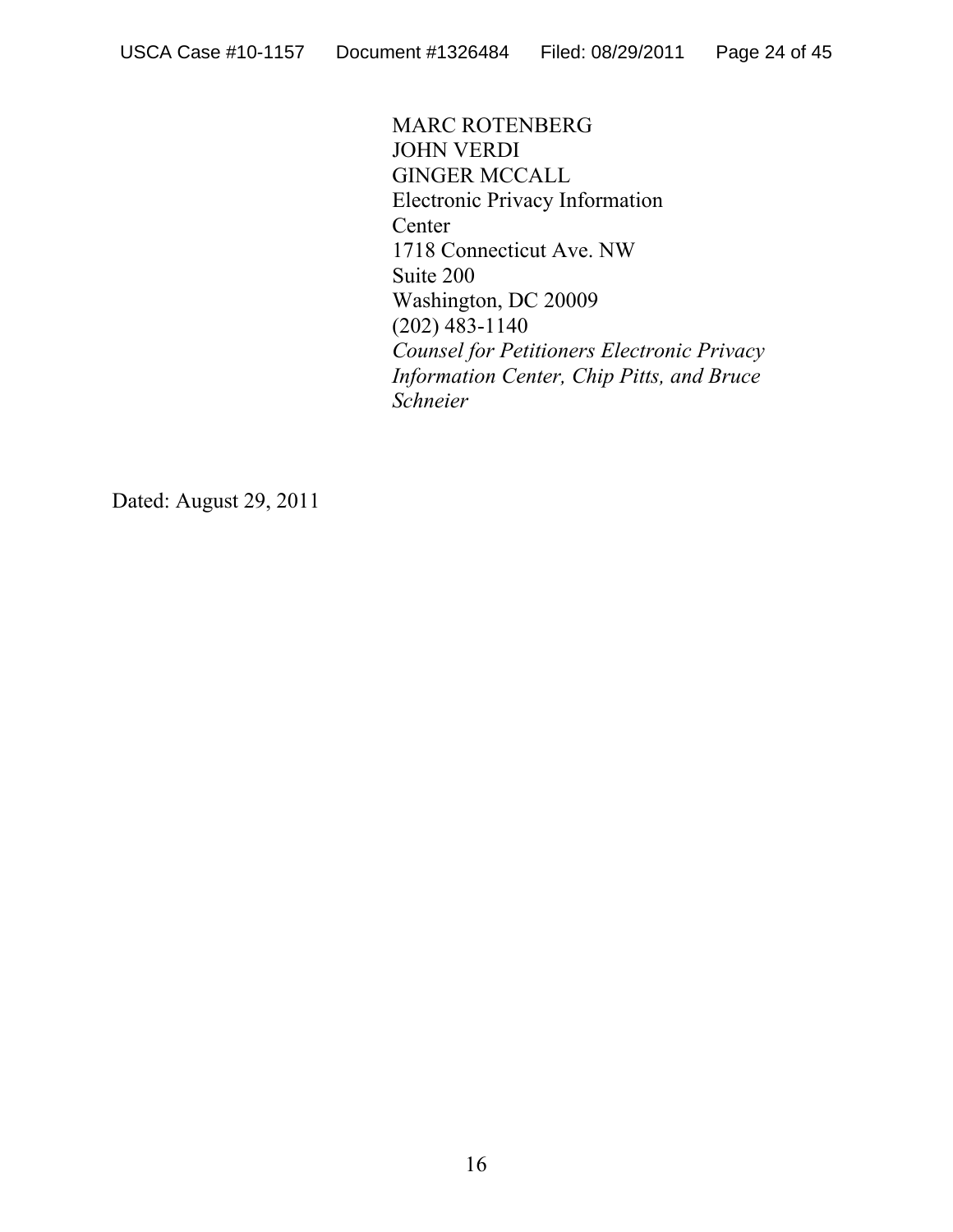MARC ROTENBERG
JOHN VERDI
GINGER MCCALL
Electronic Privacy Information
Center
1718 Connecticut Ave. NW
Suite 200
Washington, DC 20009
(202) 483-1140
*Counsel for Petitioners Electronic Privacy Information Center, Chip Pitts, and Bruce Schneier*

Dated: August 29, 2011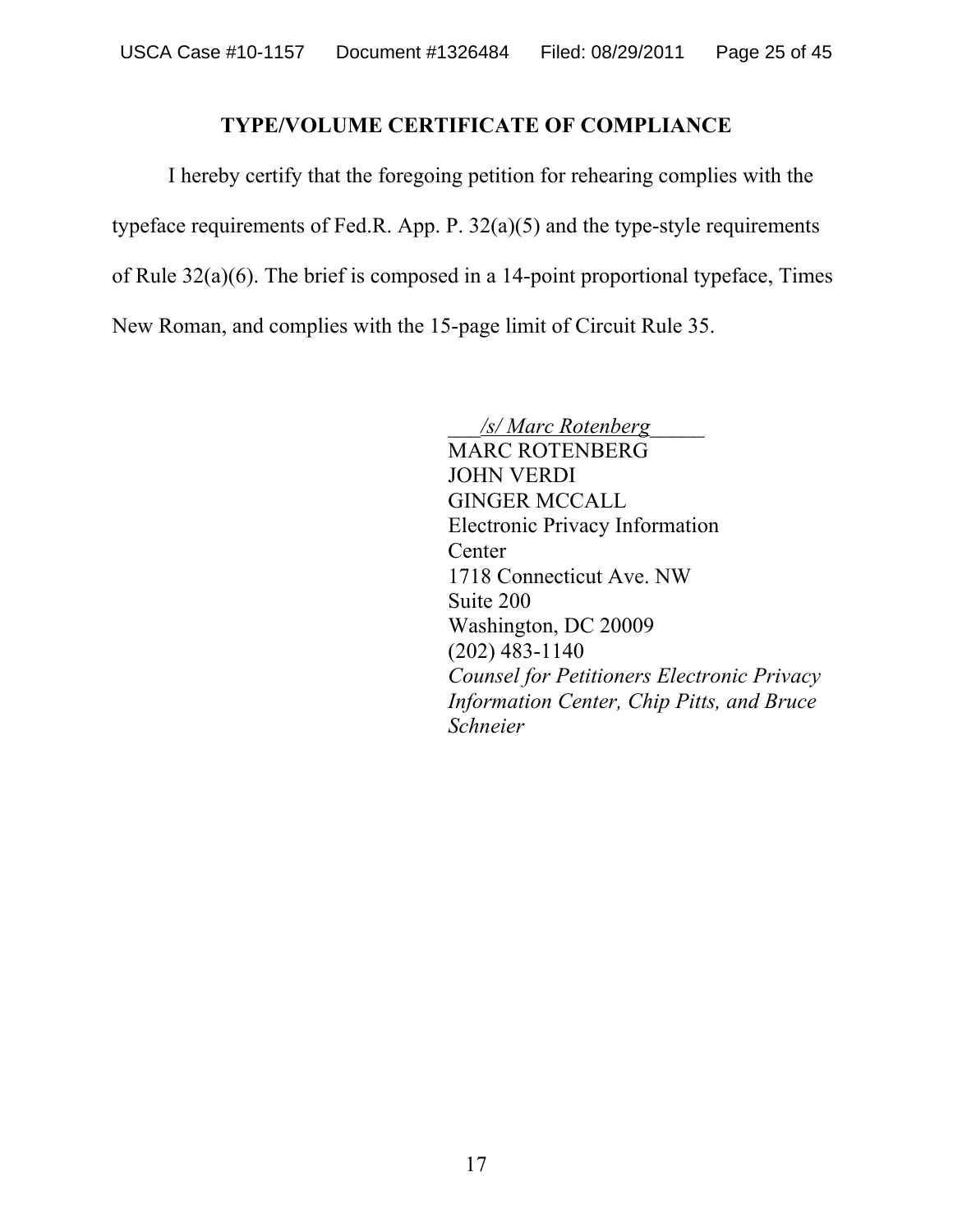## TYPE/VOLUME CERTIFICATE OF COMPLIANCE

I hereby certify that the foregoing petition for rehearing complies with the typeface requirements of Fed.R. App. P. 32(a)(5) and the type-style requirements of Rule 32(a)(6). The brief is composed in a 14-point proportional typeface, Times New Roman, and complies with the 15-page limit of Circuit Rule 35.

___*/s/ Marc Rotenberg*_____
MARC ROTENBERG
JOHN VERDI
GINGER MCCALL
Electronic Privacy Information Center
1718 Connecticut Ave. NW
Suite 200
Washington, DC 20009
(202) 483-1140
*Counsel for Petitioners Electronic Privacy Information Center, Chip Pitts, and Bruce Schneier*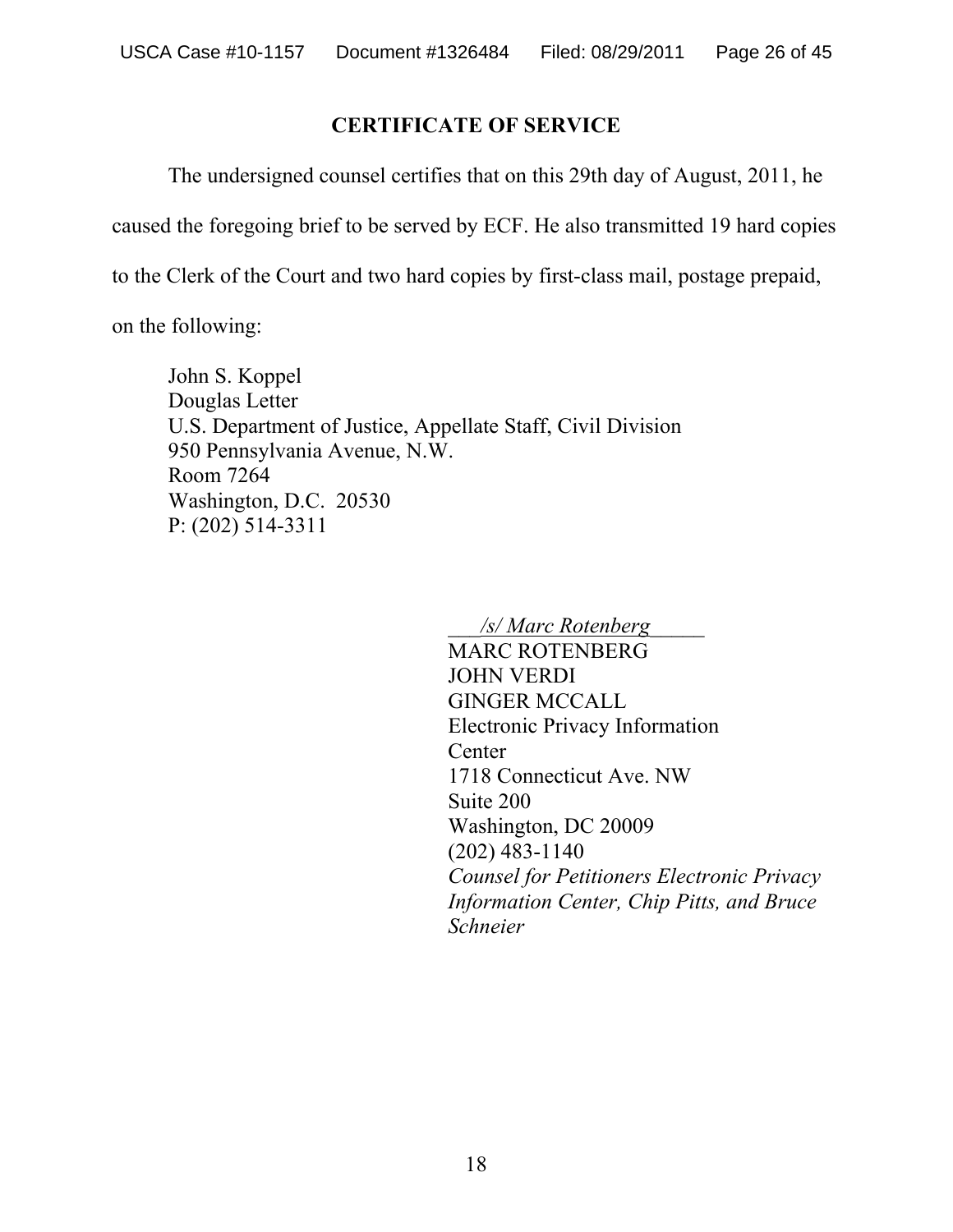## CERTIFICATE OF SERVICE

The undersigned counsel certifies that on this 29th day of August, 2011, he caused the foregoing brief to be served by ECF. He also transmitted 19 hard copies to the Clerk of the Court and two hard copies by first-class mail, postage prepaid, on the following:

John S. Koppel
Douglas Letter
U.S. Department of Justice, Appellate Staff, Civil Division
950 Pennsylvania Avenue, N.W.
Room 7264
Washington, D.C. 20530
P: (202) 514-3311

*/s/ Marc Rotenberg*
MARC ROTENBERG
JOHN VERDI
GINGER MCCALL
Electronic Privacy Information Center
1718 Connecticut Ave. NW
Suite 200
Washington, DC 20009
(202) 483-1140
*Counsel for Petitioners Electronic Privacy Information Center, Chip Pitts, and Bruce Schneier*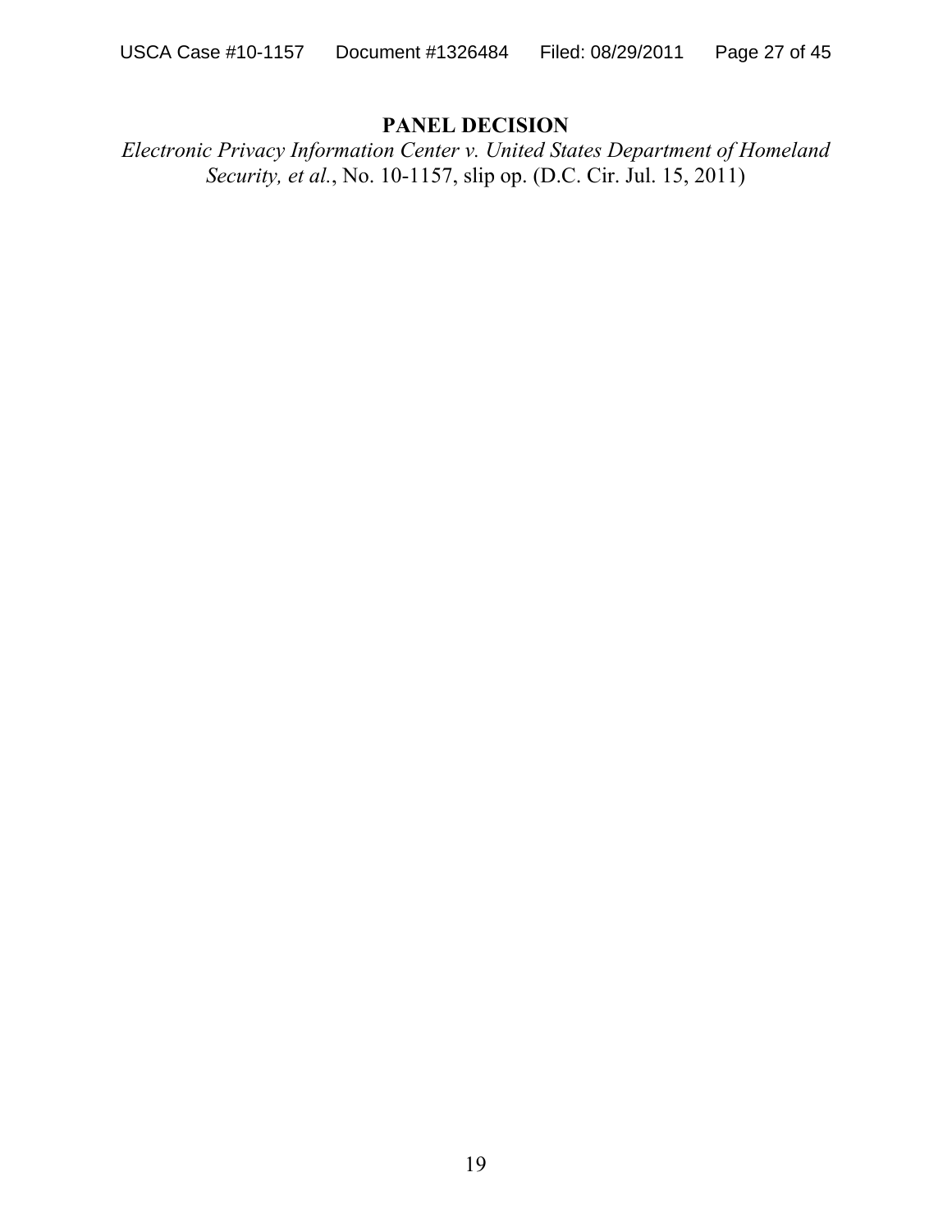**PANEL DECISION**

*Electronic Privacy Information Center v. United States Department of Homeland Security, et al.*, No. 10-1157, slip op. (D.C. Cir. Jul. 15, 2011)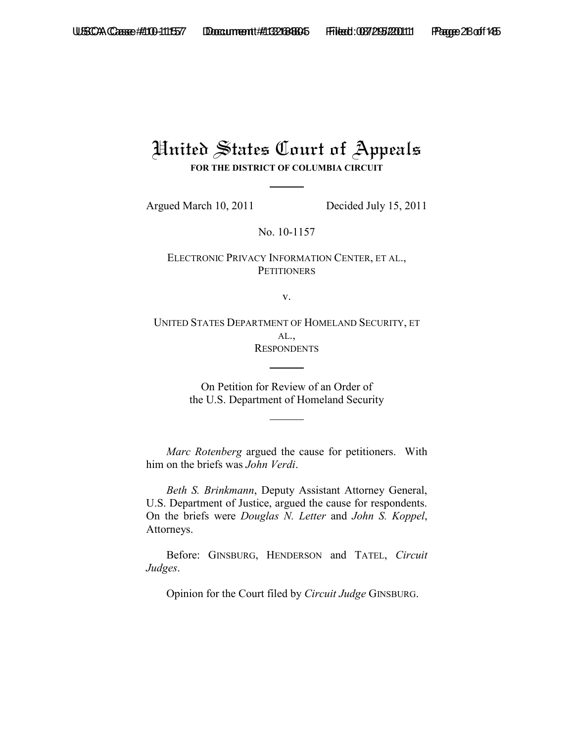# United States Court of Appeals

**FOR THE DISTRICT OF COLUMBIA CIRCUIT**

Argued March 10, 2011 Decided July 15, 2011

No. 10-1157

ELECTRONIC PRIVACY INFORMATION CENTER, ET AL.,
PETITIONERS

v.

UNITED STATES DEPARTMENT OF HOMELAND SECURITY, ET AL.,
RESPONDENTS

On Petition for Review of an Order of
the U.S. Department of Homeland Security

*Marc Rotenberg* argued the cause for petitioners. With him on the briefs was *John Verdi*.

*Beth S. Brinkmann*, Deputy Assistant Attorney General, U.S. Department of Justice, argued the cause for respondents. On the briefs were *Douglas N. Letter* and *John S. Koppel*, Attorneys.

Before: GINSBURG, HENDERSON and TATEL, *Circuit Judges*.

Opinion for the Court filed by *Circuit Judge* GINSBURG.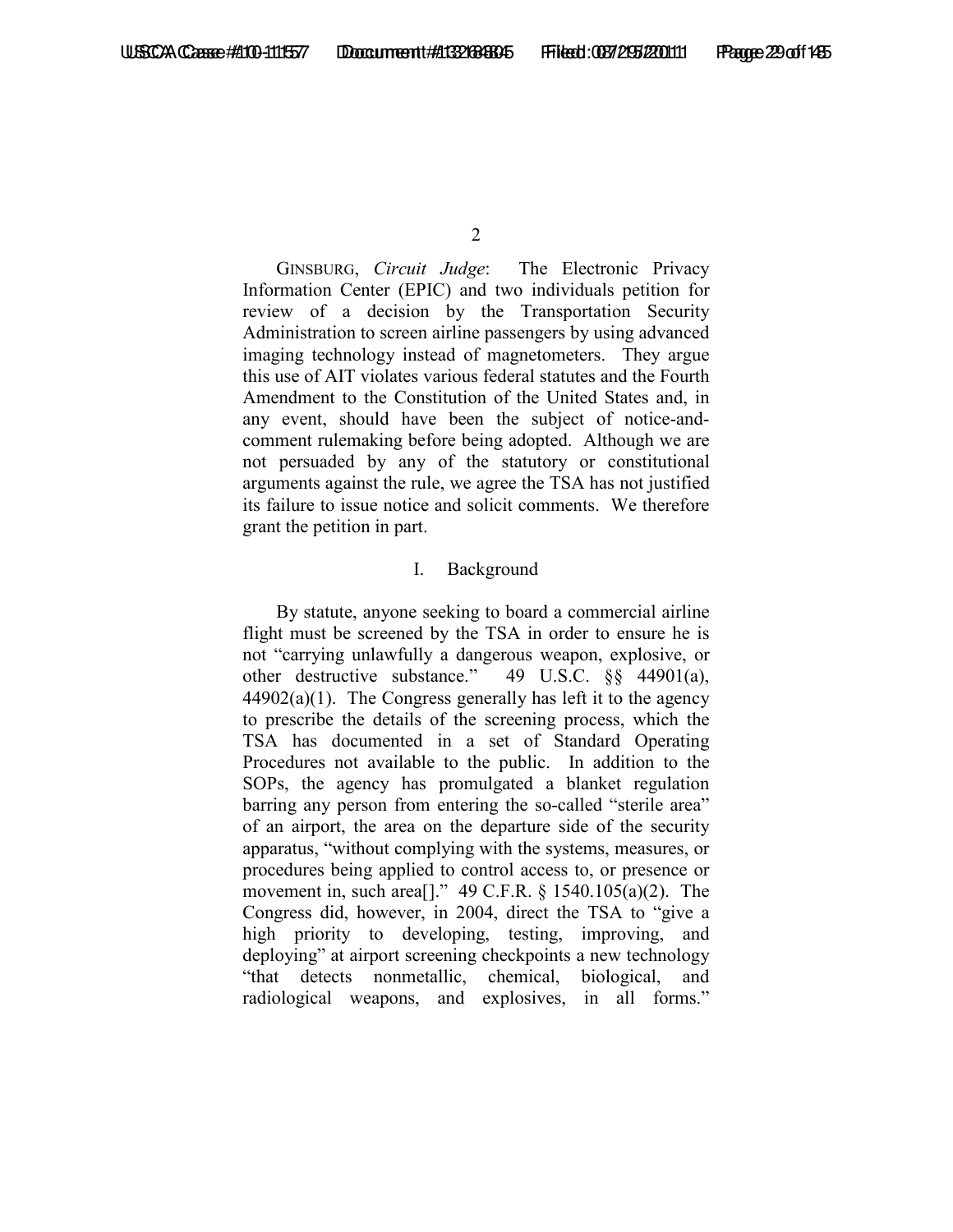GINSBURG, *Circuit Judge*: The Electronic Privacy Information Center (EPIC) and two individuals petition for review of a decision by the Transportation Security Administration to screen airline passengers by using advanced imaging technology instead of magnetometers. They argue this use of AIT violates various federal statutes and the Fourth Amendment to the Constitution of the United States and, in any event, should have been the subject of notice-and-comment rulemaking before being adopted. Although we are not persuaded by any of the statutory or constitutional arguments against the rule, we agree the TSA has not justified its failure to issue notice and solicit comments. We therefore grant the petition in part.

## I. Background

By statute, anyone seeking to board a commercial airline flight must be screened by the TSA in order to ensure he is not "carrying unlawfully a dangerous weapon, explosive, or other destructive substance." 49 U.S.C. §§ 44901(a), 44902(a)(1). The Congress generally has left it to the agency to prescribe the details of the screening process, which the TSA has documented in a set of Standard Operating Procedures not available to the public. In addition to the SOPs, the agency has promulgated a blanket regulation barring any person from entering the so-called "sterile area" of an airport, the area on the departure side of the security apparatus, "without complying with the systems, measures, or procedures being applied to control access to, or presence or movement in, such area[]." 49 C.F.R. § 1540.105(a)(2). The Congress did, however, in 2004, direct the TSA to "give a high priority to developing, testing, improving, and deploying" at airport screening checkpoints a new technology "that detects nonmetallic, chemical, biological, and radiological weapons, and explosives, in all forms."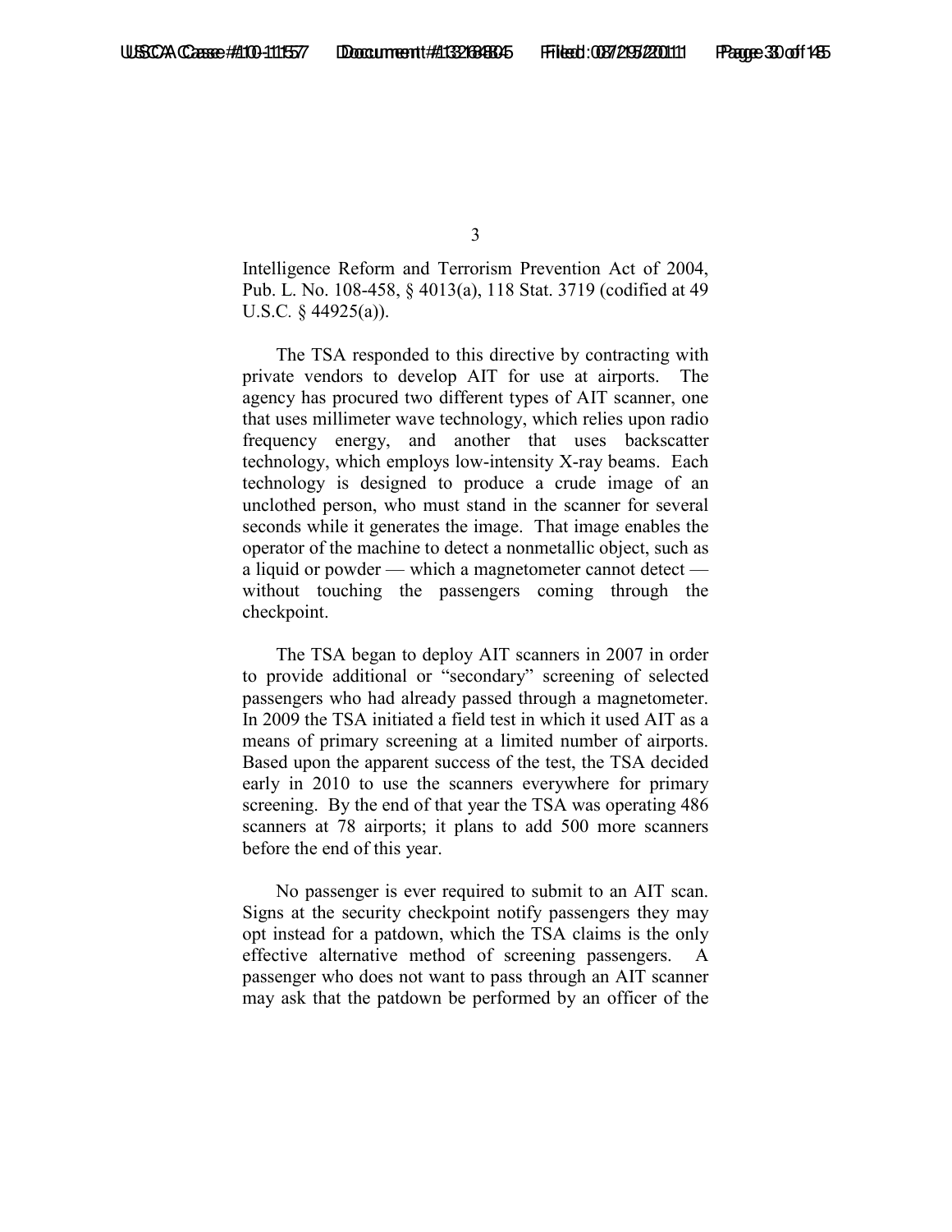Intelligence Reform and Terrorism Prevention Act of 2004, Pub. L. No. 108-458, § 4013(a), 118 Stat. 3719 (codified at 49 U.S.C. § 44925(a)).

The TSA responded to this directive by contracting with private vendors to develop AIT for use at airports. The agency has procured two different types of AIT scanner, one that uses millimeter wave technology, which relies upon radio frequency energy, and another that uses backscatter technology, which employs low-intensity X-ray beams. Each technology is designed to produce a crude image of an unclothed person, who must stand in the scanner for several seconds while it generates the image. That image enables the operator of the machine to detect a nonmetallic object, such as a liquid or powder — which a magnetometer cannot detect — without touching the passengers coming through the checkpoint.

The TSA began to deploy AIT scanners in 2007 in order to provide additional or "secondary" screening of selected passengers who had already passed through a magnetometer. In 2009 the TSA initiated a field test in which it used AIT as a means of primary screening at a limited number of airports. Based upon the apparent success of the test, the TSA decided early in 2010 to use the scanners everywhere for primary screening. By the end of that year the TSA was operating 486 scanners at 78 airports; it plans to add 500 more scanners before the end of this year.

No passenger is ever required to submit to an AIT scan. Signs at the security checkpoint notify passengers they may opt instead for a patdown, which the TSA claims is the only effective alternative method of screening passengers. A passenger who does not want to pass through an AIT scanner may ask that the patdown be performed by an officer of the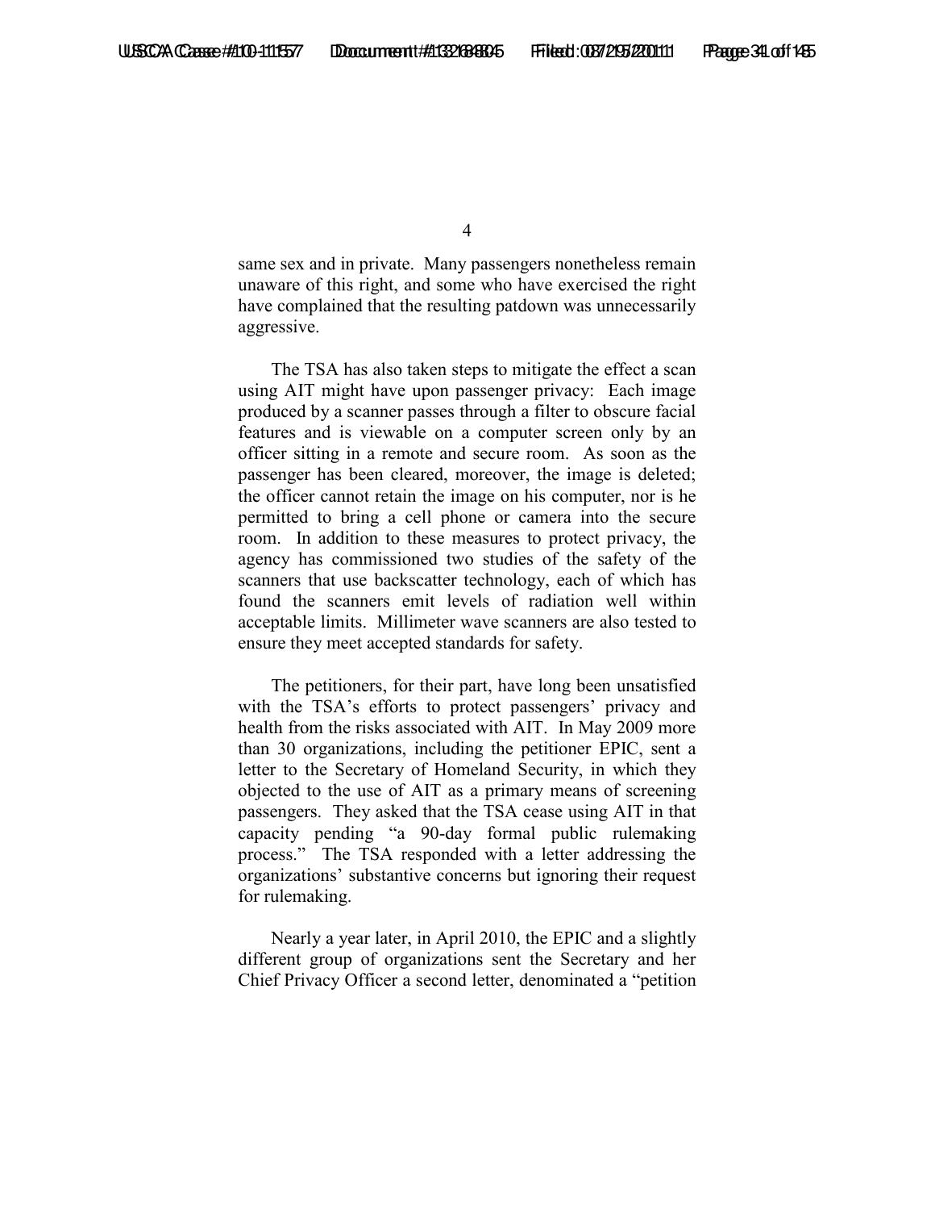same sex and in private. Many passengers nonetheless remain unaware of this right, and some who have exercised the right have complained that the resulting patdown was unnecessarily aggressive.

The TSA has also taken steps to mitigate the effect a scan using AIT might have upon passenger privacy: Each image produced by a scanner passes through a filter to obscure facial features and is viewable on a computer screen only by an officer sitting in a remote and secure room. As soon as the passenger has been cleared, moreover, the image is deleted; the officer cannot retain the image on his computer, nor is he permitted to bring a cell phone or camera into the secure room. In addition to these measures to protect privacy, the agency has commissioned two studies of the safety of the scanners that use backscatter technology, each of which has found the scanners emit levels of radiation well within acceptable limits. Millimeter wave scanners are also tested to ensure they meet accepted standards for safety.

The petitioners, for their part, have long been unsatisfied with the TSA's efforts to protect passengers' privacy and health from the risks associated with AIT. In May 2009 more than 30 organizations, including the petitioner EPIC, sent a letter to the Secretary of Homeland Security, in which they objected to the use of AIT as a primary means of screening passengers. They asked that the TSA cease using AIT in that capacity pending "a 90-day formal public rulemaking process." The TSA responded with a letter addressing the organizations' substantive concerns but ignoring their request for rulemaking.

Nearly a year later, in April 2010, the EPIC and a slightly different group of organizations sent the Secretary and her Chief Privacy Officer a second letter, denominated a "petition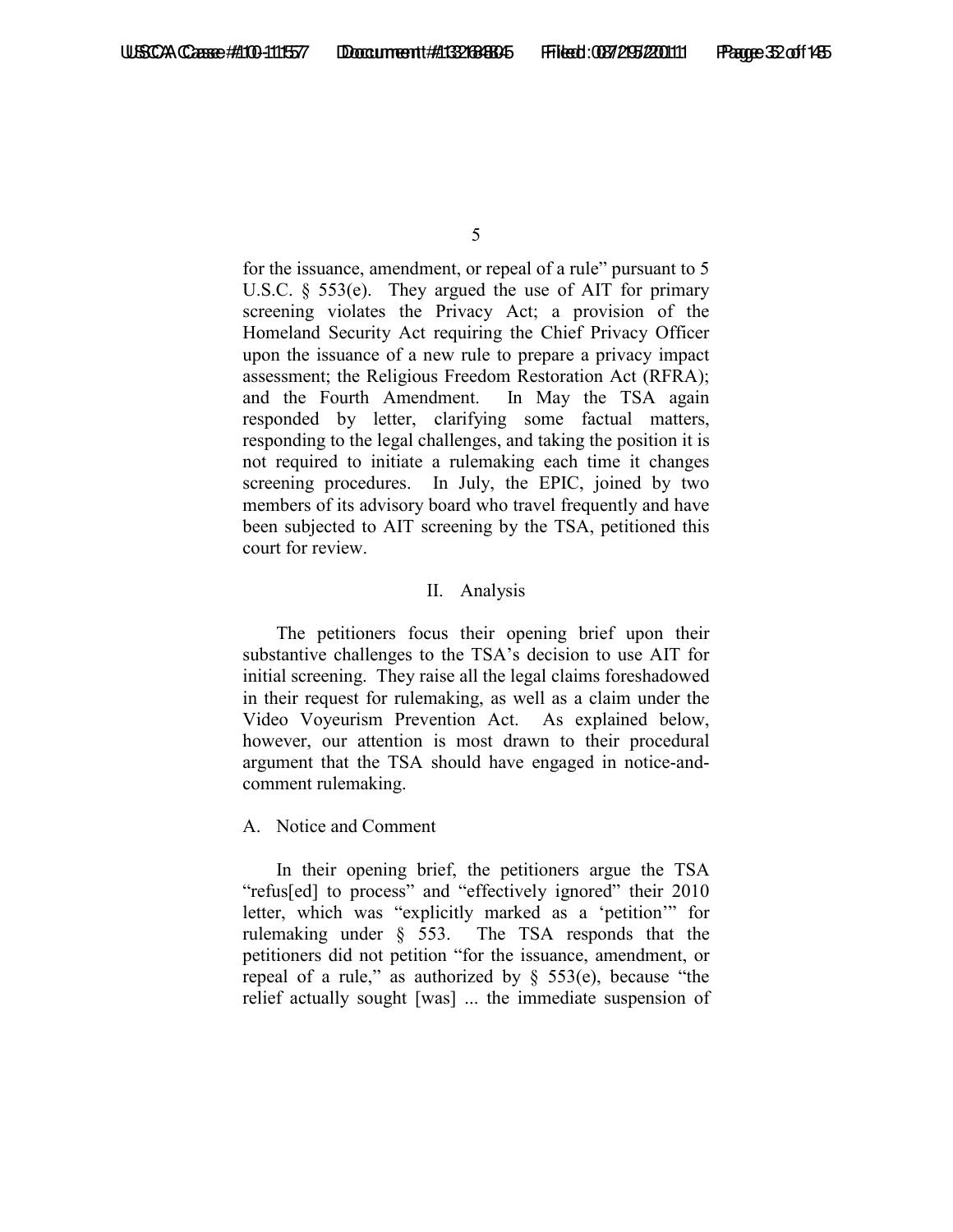for the issuance, amendment, or repeal of a rule" pursuant to 5 U.S.C. § 553(e). They argued the use of AIT for primary screening violates the Privacy Act; a provision of the Homeland Security Act requiring the Chief Privacy Officer upon the issuance of a new rule to prepare a privacy impact assessment; the Religious Freedom Restoration Act (RFRA); and the Fourth Amendment. In May the TSA again responded by letter, clarifying some factual matters, responding to the legal challenges, and taking the position it is not required to initiate a rulemaking each time it changes screening procedures. In July, the EPIC, joined by two members of its advisory board who travel frequently and have been subjected to AIT screening by the TSA, petitioned this court for review.

## II. Analysis

The petitioners focus their opening brief upon their substantive challenges to the TSA's decision to use AIT for initial screening. They raise all the legal claims foreshadowed in their request for rulemaking, as well as a claim under the Video Voyeurism Prevention Act. As explained below, however, our attention is most drawn to their procedural argument that the TSA should have engaged in notice-and-comment rulemaking.

### A. Notice and Comment

In their opening brief, the petitioners argue the TSA "refus[ed] to process" and "effectively ignored" their 2010 letter, which was "explicitly marked as a 'petition'" for rulemaking under § 553. The TSA responds that the petitioners did not petition "for the issuance, amendment, or repeal of a rule," as authorized by § 553(e), because "the relief actually sought [was] ... the immediate suspension of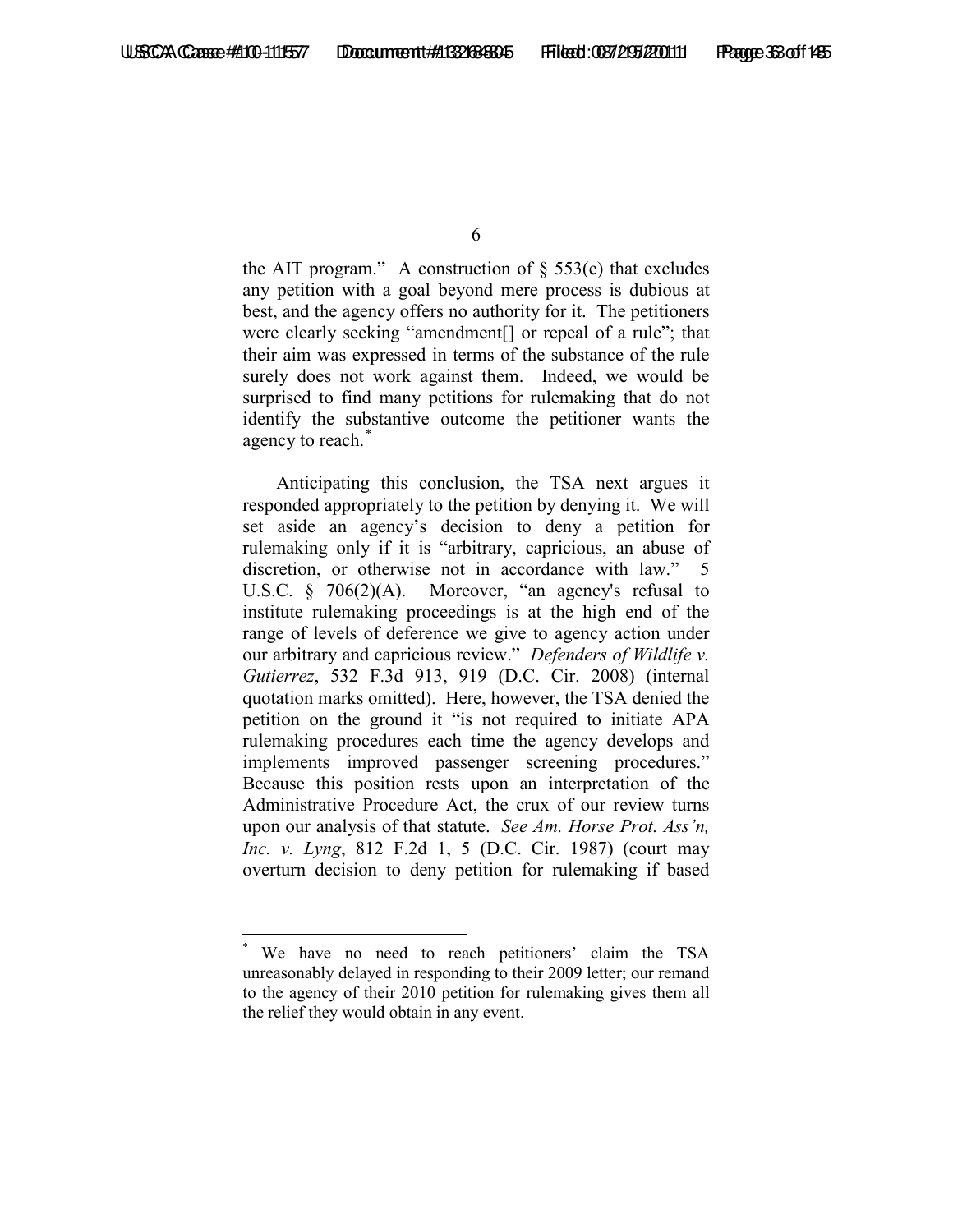the AIT program." A construction of § 553(e) that excludes any petition with a goal beyond mere process is dubious at best, and the agency offers no authority for it. The petitioners were clearly seeking "amendment[] or repeal of a rule"; that their aim was expressed in terms of the substance of the rule surely does not work against them. Indeed, we would be surprised to find many petitions for rulemaking that do not identify the substantive outcome the petitioner wants the agency to reach.[*]

Anticipating this conclusion, the TSA next argues it responded appropriately to the petition by denying it. We will set aside an agency's decision to deny a petition for rulemaking only if it is "arbitrary, capricious, an abuse of discretion, or otherwise not in accordance with law." 5 U.S.C. § 706(2)(A). Moreover, "an agency's refusal to institute rulemaking proceedings is at the high end of the range of levels of deference we give to agency action under our arbitrary and capricious review." *Defenders of Wildlife v. Gutierrez*, 532 F.3d 913, 919 (D.C. Cir. 2008) (internal quotation marks omitted). Here, however, the TSA denied the petition on the ground it "is not required to initiate APA rulemaking procedures each time the agency develops and implements improved passenger screening procedures." Because this position rests upon an interpretation of the Administrative Procedure Act, the crux of our review turns upon our analysis of that statute. *See Am. Horse Prot. Ass'n, Inc. v. Lyng*, 812 F.2d 1, 5 (D.C. Cir. 1987) (court may overturn decision to deny petition for rulemaking if based

---

[*] We have no need to reach petitioners' claim the TSA unreasonably delayed in responding to their 2009 letter; our remand to the agency of their 2010 petition for rulemaking gives them all the relief they would obtain in any event.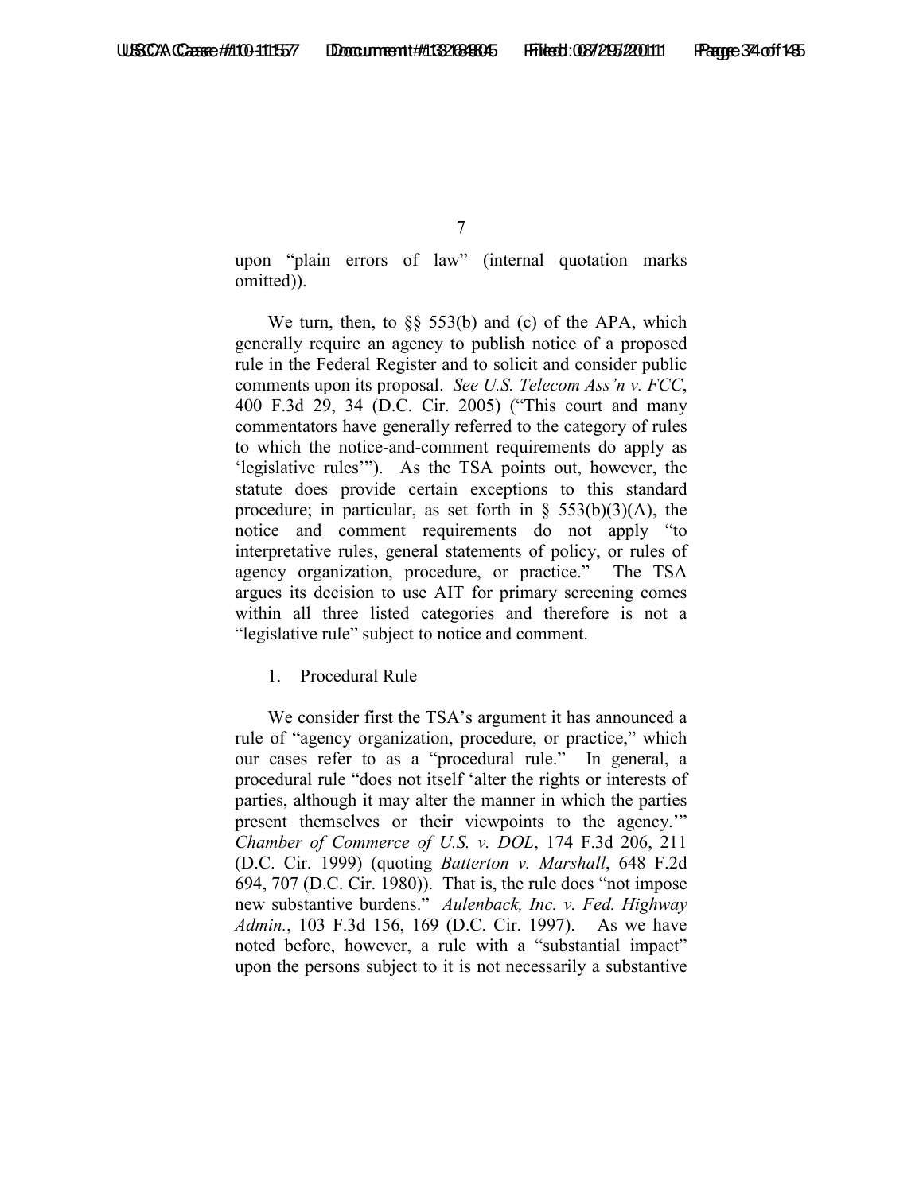upon "plain errors of law" (internal quotation marks omitted)).

We turn, then, to §§ 553(b) and (c) of the APA, which generally require an agency to publish notice of a proposed rule in the Federal Register and to solicit and consider public comments upon its proposal. *See U.S. Telecom Ass'n v. FCC*, 400 F.3d 29, 34 (D.C. Cir. 2005) ("This court and many commentators have generally referred to the category of rules to which the notice-and-comment requirements do apply as 'legislative rules'"). As the TSA points out, however, the statute does provide certain exceptions to this standard procedure; in particular, as set forth in § 553(b)(3)(A), the notice and comment requirements do not apply "to interpretative rules, general statements of policy, or rules of agency organization, procedure, or practice." The TSA argues its decision to use AIT for primary screening comes within all three listed categories and therefore is not a "legislative rule" subject to notice and comment.

1. Procedural Rule

We consider first the TSA's argument it has announced a rule of "agency organization, procedure, or practice," which our cases refer to as a "procedural rule." In general, a procedural rule "does not itself 'alter the rights or interests of parties, although it may alter the manner in which the parties present themselves or their viewpoints to the agency.'" *Chamber of Commerce of U.S. v. DOL*, 174 F.3d 206, 211 (D.C. Cir. 1999) (quoting *Batterton v. Marshall*, 648 F.2d 694, 707 (D.C. Cir. 1980)). That is, the rule does "not impose new substantive burdens." *Aulenback, Inc. v. Fed. Highway Admin.*, 103 F.3d 156, 169 (D.C. Cir. 1997). As we have noted before, however, a rule with a "substantial impact" upon the persons subject to it is not necessarily a substantive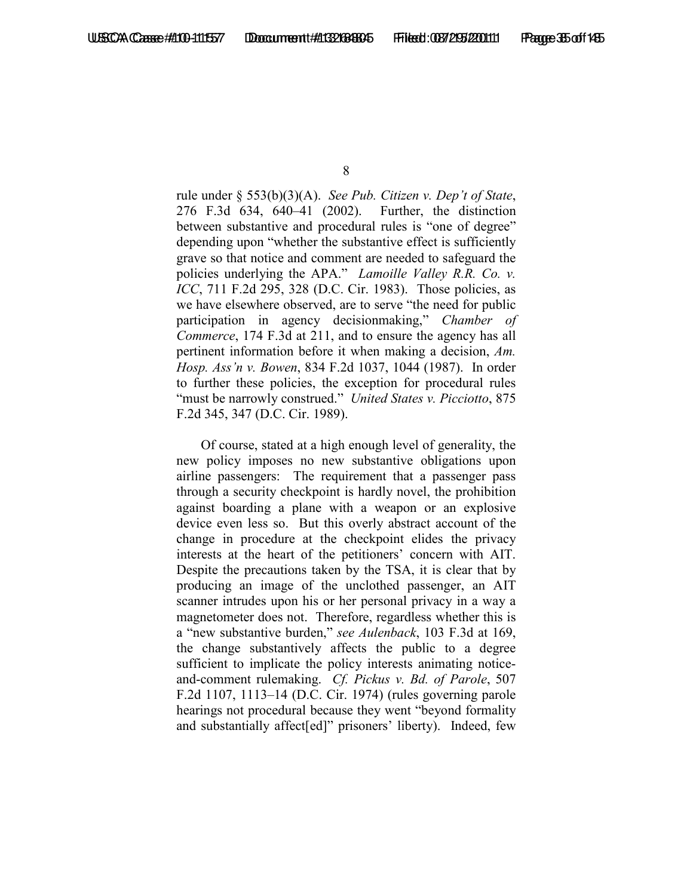rule under § 553(b)(3)(A). *See Pub. Citizen v. Dep't of State*, 276 F.3d 634, 640–41 (2002). Further, the distinction between substantive and procedural rules is "one of degree" depending upon "whether the substantive effect is sufficiently grave so that notice and comment are needed to safeguard the policies underlying the APA." *Lamoille Valley R.R. Co. v. ICC*, 711 F.2d 295, 328 (D.C. Cir. 1983). Those policies, as we have elsewhere observed, are to serve "the need for public participation in agency decisionmaking," *Chamber of Commerce*, 174 F.3d at 211, and to ensure the agency has all pertinent information before it when making a decision, *Am. Hosp. Ass'n v. Bowen*, 834 F.2d 1037, 1044 (1987). In order to further these policies, the exception for procedural rules "must be narrowly construed." *United States v. Picciotto*, 875 F.2d 345, 347 (D.C. Cir. 1989).

Of course, stated at a high enough level of generality, the new policy imposes no new substantive obligations upon airline passengers: The requirement that a passenger pass through a security checkpoint is hardly novel, the prohibition against boarding a plane with a weapon or an explosive device even less so. But this overly abstract account of the change in procedure at the checkpoint elides the privacy interests at the heart of the petitioners' concern with AIT. Despite the precautions taken by the TSA, it is clear that by producing an image of the unclothed passenger, an AIT scanner intrudes upon his or her personal privacy in a way a magnetometer does not. Therefore, regardless whether this is a "new substantive burden," *see Aulenback*, 103 F.3d at 169, the change substantively affects the public to a degree sufficient to implicate the policy interests animating notice-and-comment rulemaking. *Cf. Pickus v. Bd. of Parole*, 507 F.2d 1107, 1113–14 (D.C. Cir. 1974) (rules governing parole hearings not procedural because they went "beyond formality and substantially affect[ed]" prisoners' liberty). Indeed, few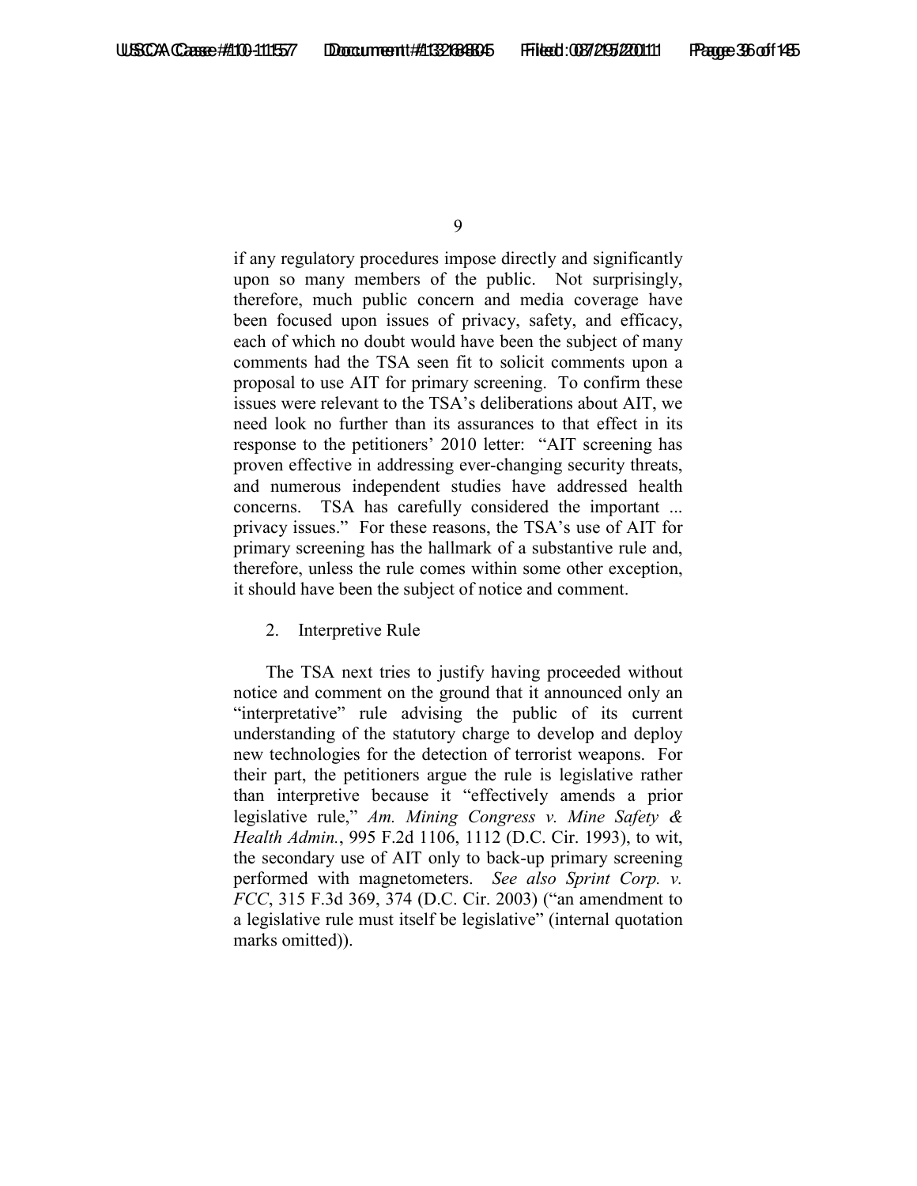if any regulatory procedures impose directly and significantly upon so many members of the public. Not surprisingly, therefore, much public concern and media coverage have been focused upon issues of privacy, safety, and efficacy, each of which no doubt would have been the subject of many comments had the TSA seen fit to solicit comments upon a proposal to use AIT for primary screening. To confirm these issues were relevant to the TSA's deliberations about AIT, we need look no further than its assurances to that effect in its response to the petitioners' 2010 letter: "AIT screening has proven effective in addressing ever-changing security threats, and numerous independent studies have addressed health concerns. TSA has carefully considered the important ... privacy issues." For these reasons, the TSA's use of AIT for primary screening has the hallmark of a substantive rule and, therefore, unless the rule comes within some other exception, it should have been the subject of notice and comment.

2. Interpretive Rule

The TSA next tries to justify having proceeded without notice and comment on the ground that it announced only an "interpretative" rule advising the public of its current understanding of the statutory charge to develop and deploy new technologies for the detection of terrorist weapons. For their part, the petitioners argue the rule is legislative rather than interpretive because it "effectively amends a prior legislative rule," *Am. Mining Congress v. Mine Safety & Health Admin.*, 995 F.2d 1106, 1112 (D.C. Cir. 1993), to wit, the secondary use of AIT only to back-up primary screening performed with magnetometers. *See also Sprint Corp. v. FCC*, 315 F.3d 369, 374 (D.C. Cir. 2003) ("an amendment to a legislative rule must itself be legislative" (internal quotation marks omitted)).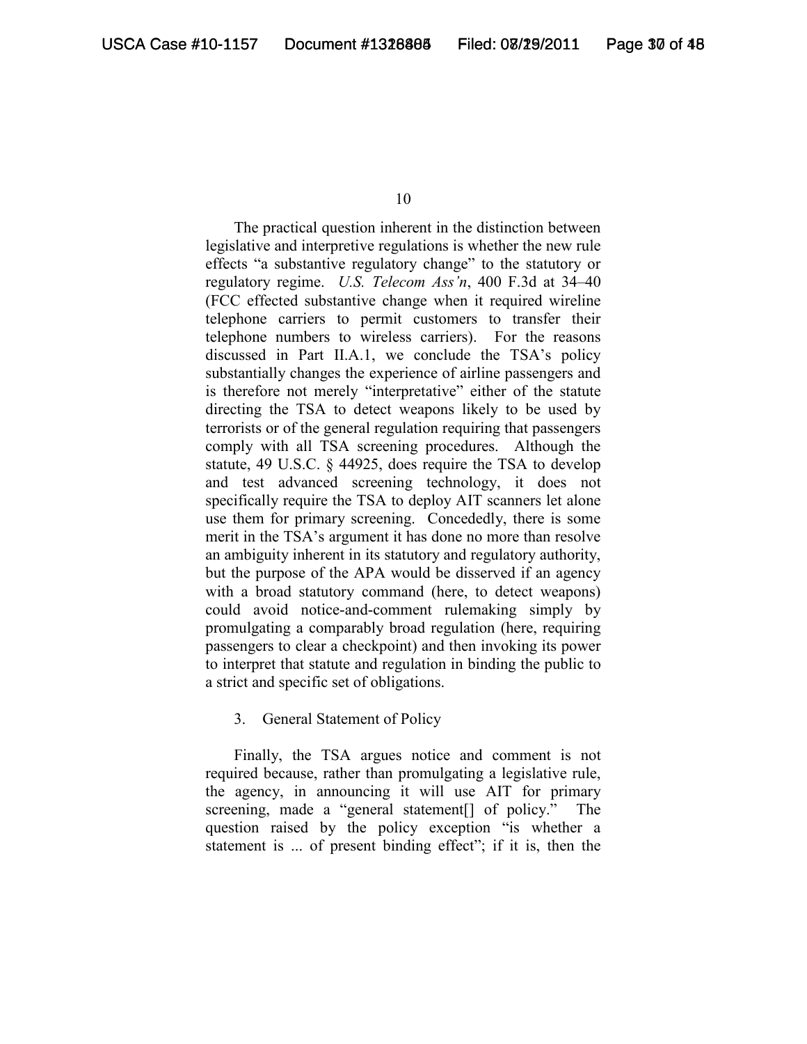The practical question inherent in the distinction between legislative and interpretive regulations is whether the new rule effects "a substantive regulatory change" to the statutory or regulatory regime. *U.S. Telecom Ass'n*, 400 F.3d at 34–40 (FCC effected substantive change when it required wireline telephone carriers to permit customers to transfer their telephone numbers to wireless carriers). For the reasons discussed in Part II.A.1, we conclude the TSA's policy substantially changes the experience of airline passengers and is therefore not merely "interpretative" either of the statute directing the TSA to detect weapons likely to be used by terrorists or of the general regulation requiring that passengers comply with all TSA screening procedures. Although the statute, 49 U.S.C. § 44925, does require the TSA to develop and test advanced screening technology, it does not specifically require the TSA to deploy AIT scanners let alone use them for primary screening. Concededly, there is some merit in the TSA's argument it has done no more than resolve an ambiguity inherent in its statutory and regulatory authority, but the purpose of the APA would be disserved if an agency with a broad statutory command (here, to detect weapons) could avoid notice-and-comment rulemaking simply by promulgating a comparably broad regulation (here, requiring passengers to clear a checkpoint) and then invoking its power to interpret that statute and regulation in binding the public to a strict and specific set of obligations.

3. General Statement of Policy

Finally, the TSA argues notice and comment is not required because, rather than promulgating a legislative rule, the agency, in announcing it will use AIT for primary screening, made a "general statement[] of policy." The question raised by the policy exception "is whether a statement is ... of present binding effect"; if it is, then the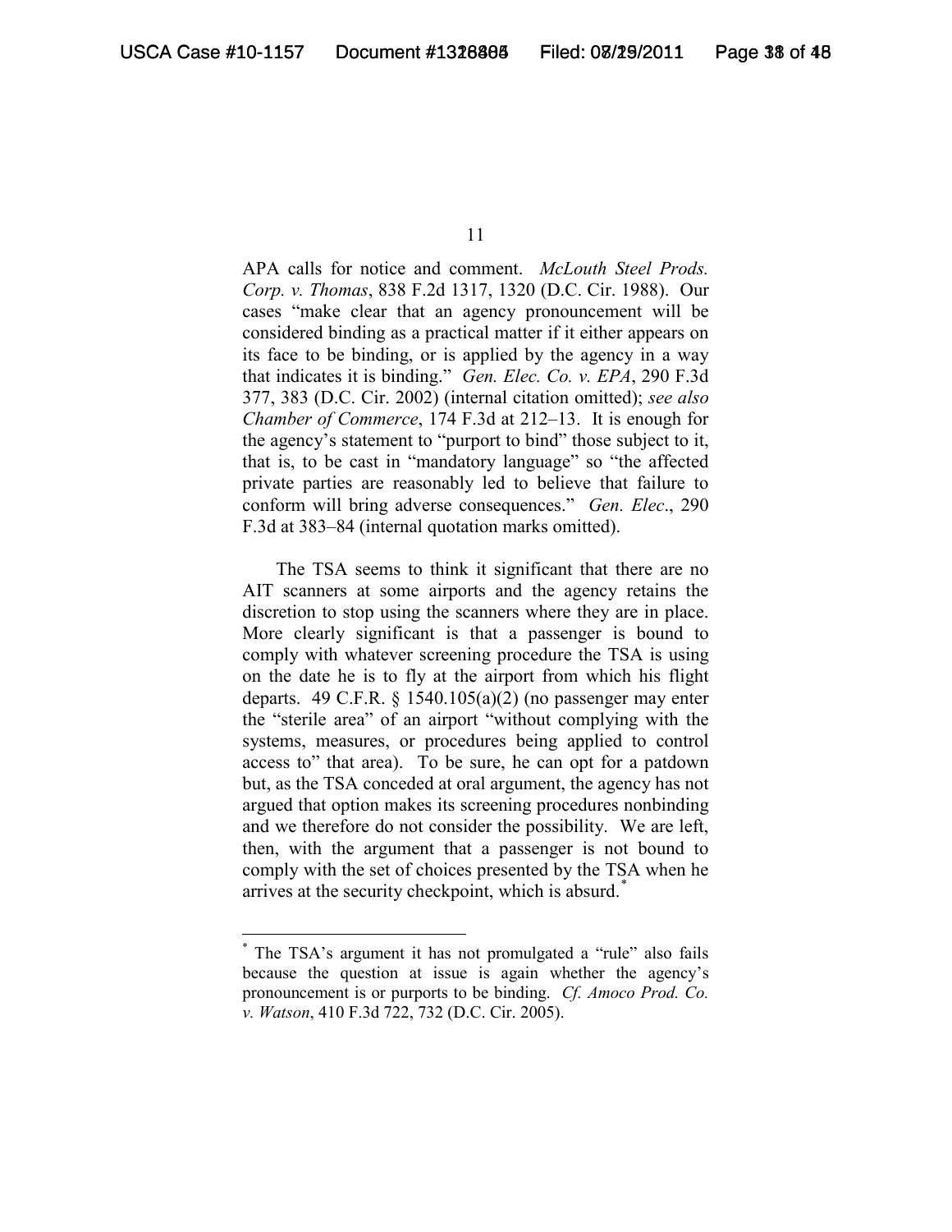APA calls for notice and comment. *McLouth Steel Prods. Corp. v. Thomas*, 838 F.2d 1317, 1320 (D.C. Cir. 1988). Our cases "make clear that an agency pronouncement will be considered binding as a practical matter if it either appears on its face to be binding, or is applied by the agency in a way that indicates it is binding." *Gen. Elec. Co. v. EPA*, 290 F.3d 377, 383 (D.C. Cir. 2002) (internal citation omitted); *see also Chamber of Commerce*, 174 F.3d at 212–13. It is enough for the agency's statement to "purport to bind" those subject to it, that is, to be cast in "mandatory language" so "the affected private parties are reasonably led to believe that failure to conform will bring adverse consequences." *Gen. Elec*., 290 F.3d at 383–84 (internal quotation marks omitted).

The TSA seems to think it significant that there are no AIT scanners at some airports and the agency retains the discretion to stop using the scanners where they are in place. More clearly significant is that a passenger is bound to comply with whatever screening procedure the TSA is using on the date he is to fly at the airport from which his flight departs. 49 C.F.R. § 1540.105(a)(2) (no passenger may enter the "sterile area" of an airport "without complying with the systems, measures, or procedures being applied to control access to" that area). To be sure, he can opt for a patdown but, as the TSA conceded at oral argument, the agency has not argued that option makes its screening procedures nonbinding and we therefore do not consider the possibility. We are left, then, with the argument that a passenger is not bound to comply with the set of choices presented by the TSA when he arrives at the security checkpoint, which is absurd.*

---

\* The TSA's argument it has not promulgated a "rule" also fails because the question at issue is again whether the agency's pronouncement is or purports to be binding. *Cf. Amoco Prod. Co. v. Watson*, 410 F.3d 722, 732 (D.C. Cir. 2005).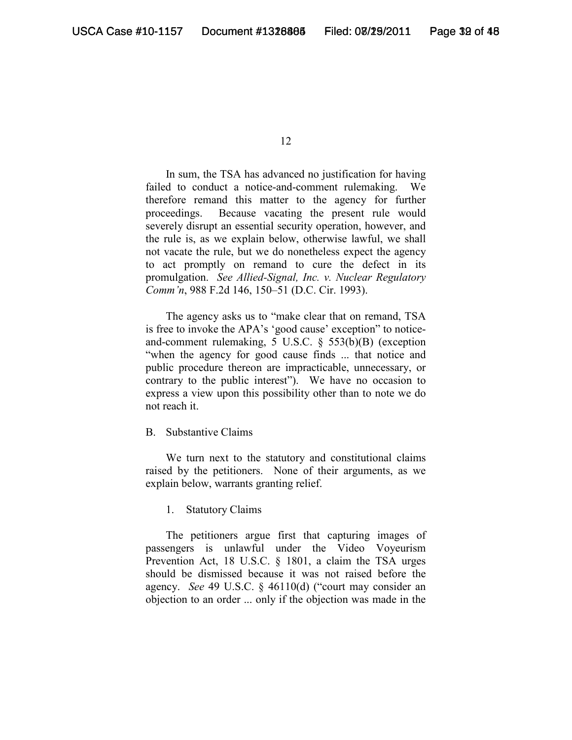In sum, the TSA has advanced no justification for having failed to conduct a notice-and-comment rulemaking. We therefore remand this matter to the agency for further proceedings. Because vacating the present rule would severely disrupt an essential security operation, however, and the rule is, as we explain below, otherwise lawful, we shall not vacate the rule, but we do nonetheless expect the agency to act promptly on remand to cure the defect in its promulgation. *See Allied-Signal, Inc. v. Nuclear Regulatory Comm'n*, 988 F.2d 146, 150–51 (D.C. Cir. 1993).

The agency asks us to "make clear that on remand, TSA is free to invoke the APA's 'good cause' exception" to notice-and-comment rulemaking, 5 U.S.C. § 553(b)(B) (exception "when the agency for good cause finds ... that notice and public procedure thereon are impracticable, unnecessary, or contrary to the public interest"). We have no occasion to express a view upon this possibility other than to note we do not reach it.

B. Substantive Claims

We turn next to the statutory and constitutional claims raised by the petitioners. None of their arguments, as we explain below, warrants granting relief.

1. Statutory Claims

The petitioners argue first that capturing images of passengers is unlawful under the Video Voyeurism Prevention Act, 18 U.S.C. § 1801, a claim the TSA urges should be dismissed because it was not raised before the agency. *See* 49 U.S.C. § 46110(d) ("court may consider an objection to an order ... only if the objection was made in the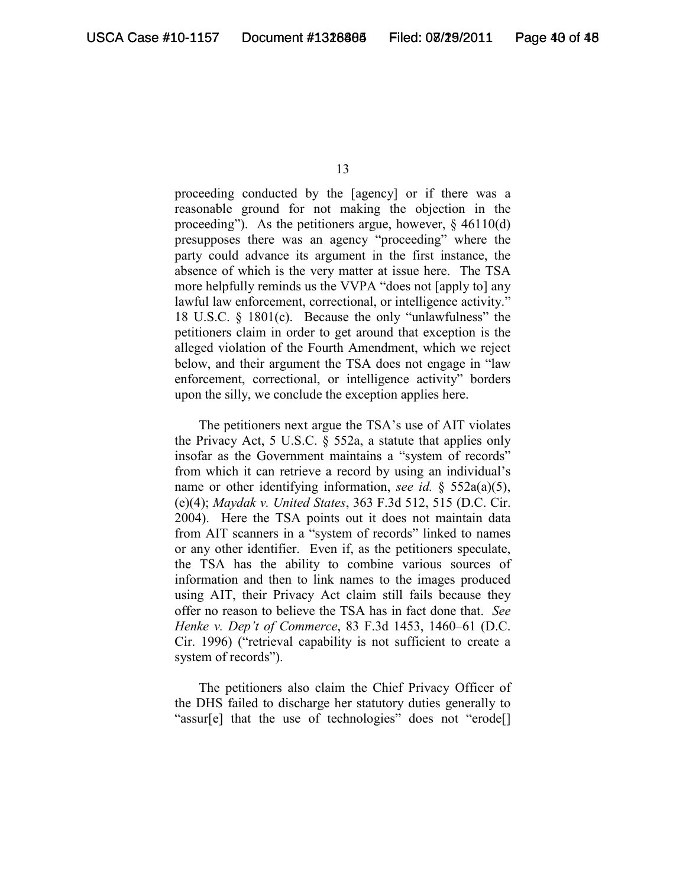proceeding conducted by the [agency] or if there was a reasonable ground for not making the objection in the proceeding"). As the petitioners argue, however, § 46110(d) presupposes there was an agency "proceeding" where the party could advance its argument in the first instance, the absence of which is the very matter at issue here. The TSA more helpfully reminds us the VVPA "does not [apply to] any lawful law enforcement, correctional, or intelligence activity." 18 U.S.C. § 1801(c). Because the only "unlawfulness" the petitioners claim in order to get around that exception is the alleged violation of the Fourth Amendment, which we reject below, and their argument the TSA does not engage in "law enforcement, correctional, or intelligence activity" borders upon the silly, we conclude the exception applies here.

The petitioners next argue the TSA's use of AIT violates the Privacy Act, 5 U.S.C. § 552a, a statute that applies only insofar as the Government maintains a "system of records" from which it can retrieve a record by using an individual's name or other identifying information, *see id.* § 552a(a)(5), (e)(4); *Maydak v. United States*, 363 F.3d 512, 515 (D.C. Cir. 2004). Here the TSA points out it does not maintain data from AIT scanners in a "system of records" linked to names or any other identifier. Even if, as the petitioners speculate, the TSA has the ability to combine various sources of information and then to link names to the images produced using AIT, their Privacy Act claim still fails because they offer no reason to believe the TSA has in fact done that. *See Henke v. Dep't of Commerce*, 83 F.3d 1453, 1460–61 (D.C. Cir. 1996) ("retrieval capability is not sufficient to create a system of records").

The petitioners also claim the Chief Privacy Officer of the DHS failed to discharge her statutory duties generally to "assur[e] that the use of technologies" does not "erode[]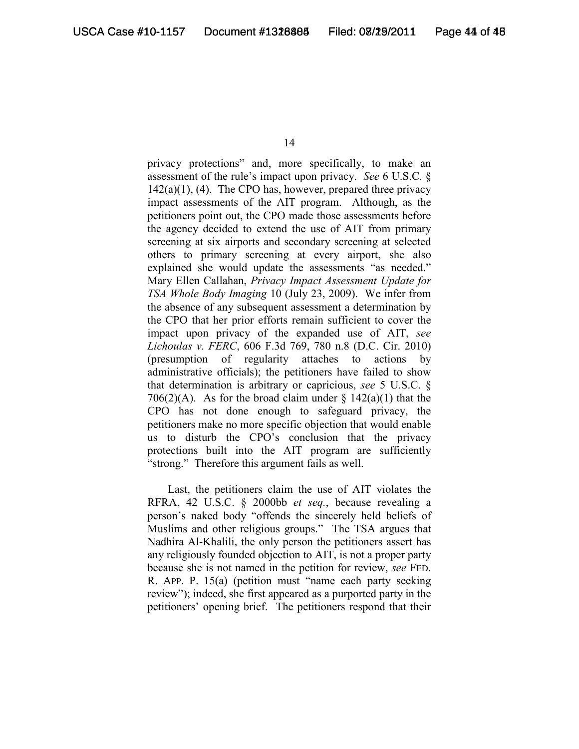privacy protections" and, more specifically, to make an assessment of the rule's impact upon privacy. *See* 6 U.S.C. § 142(a)(1), (4). The CPO has, however, prepared three privacy impact assessments of the AIT program. Although, as the petitioners point out, the CPO made those assessments before the agency decided to extend the use of AIT from primary screening at six airports and secondary screening at selected others to primary screening at every airport, she also explained she would update the assessments "as needed." Mary Ellen Callahan, *Privacy Impact Assessment Update for TSA Whole Body Imaging* 10 (July 23, 2009). We infer from the absence of any subsequent assessment a determination by the CPO that her prior efforts remain sufficient to cover the impact upon privacy of the expanded use of AIT, *see Lichoulas v. FERC*, 606 F.3d 769, 780 n.8 (D.C. Cir. 2010) (presumption of regularity attaches to actions by administrative officials); the petitioners have failed to show that determination is arbitrary or capricious, *see* 5 U.S.C. § 706(2)(A). As for the broad claim under § 142(a)(1) that the CPO has not done enough to safeguard privacy, the petitioners make no more specific objection that would enable us to disturb the CPO's conclusion that the privacy protections built into the AIT program are sufficiently "strong." Therefore this argument fails as well.

Last, the petitioners claim the use of AIT violates the RFRA, 42 U.S.C. § 2000bb *et seq.*, because revealing a person's naked body "offends the sincerely held beliefs of Muslims and other religious groups." The TSA argues that Nadhira Al-Khalili, the only person the petitioners assert has any religiously founded objection to AIT, is not a proper party because she is not named in the petition for review, *see* FED. R. APP. P. 15(a) (petition must "name each party seeking review"); indeed, she first appeared as a purported party in the petitioners' opening brief. The petitioners respond that their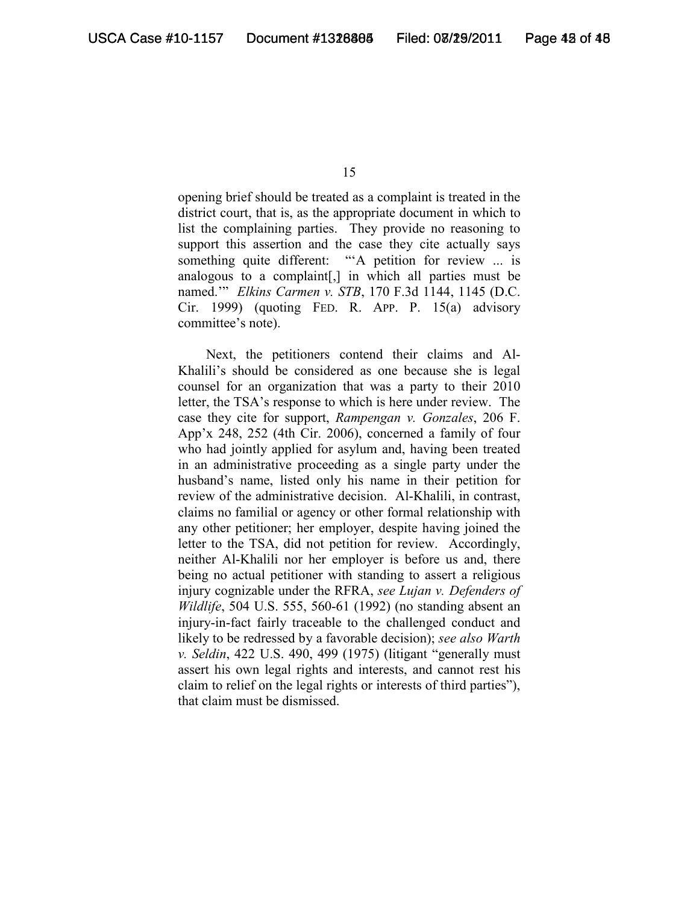opening brief should be treated as a complaint is treated in the district court, that is, as the appropriate document in which to list the complaining parties. They provide no reasoning to support this assertion and the case they cite actually says something quite different: "'A petition for review ... is analogous to a complaint[,] in which all parties must be named.'" *Elkins Carmen v. STB*, 170 F.3d 1144, 1145 (D.C. Cir. 1999) (quoting FED. R. APP. P. 15(a) advisory committee's note).

Next, the petitioners contend their claims and Al-Khalili's should be considered as one because she is legal counsel for an organization that was a party to their 2010 letter, the TSA's response to which is here under review. The case they cite for support, *Rampengan v. Gonzales*, 206 F. App'x 248, 252 (4th Cir. 2006), concerned a family of four who had jointly applied for asylum and, having been treated in an administrative proceeding as a single party under the husband's name, listed only his name in their petition for review of the administrative decision. Al-Khalili, in contrast, claims no familial or agency or other formal relationship with any other petitioner; her employer, despite having joined the letter to the TSA, did not petition for review. Accordingly, neither Al-Khalili nor her employer is before us and, there being no actual petitioner with standing to assert a religious injury cognizable under the RFRA, *see Lujan v. Defenders of Wildlife*, 504 U.S. 555, 560-61 (1992) (no standing absent an injury-in-fact fairly traceable to the challenged conduct and likely to be redressed by a favorable decision); *see also Warth v. Seldin*, 422 U.S. 490, 499 (1975) (litigant "generally must assert his own legal rights and interests, and cannot rest his claim to relief on the legal rights or interests of third parties"), that claim must be dismissed.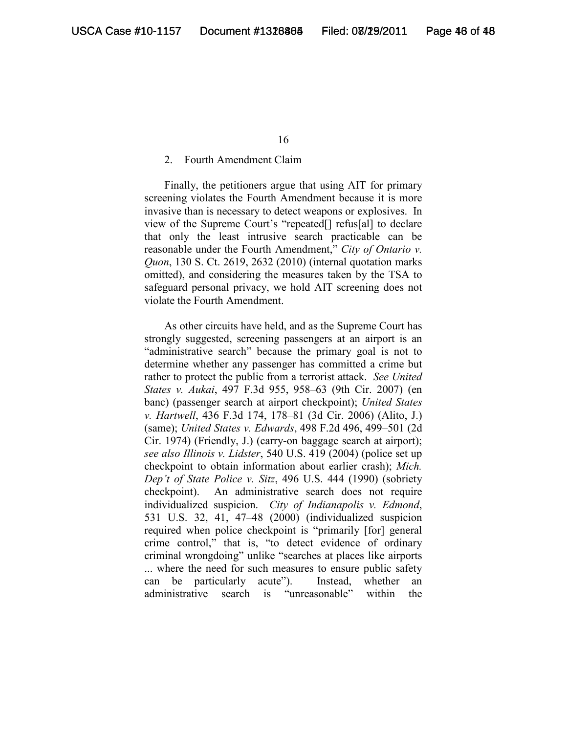2. Fourth Amendment Claim

Finally, the petitioners argue that using AIT for primary screening violates the Fourth Amendment because it is more invasive than is necessary to detect weapons or explosives. In view of the Supreme Court's "repeated[] refus[al] to declare that only the least intrusive search practicable can be reasonable under the Fourth Amendment," *City of Ontario v. Quon*, 130 S. Ct. 2619, 2632 (2010) (internal quotation marks omitted), and considering the measures taken by the TSA to safeguard personal privacy, we hold AIT screening does not violate the Fourth Amendment.

As other circuits have held, and as the Supreme Court has strongly suggested, screening passengers at an airport is an "administrative search" because the primary goal is not to determine whether any passenger has committed a crime but rather to protect the public from a terrorist attack. *See United States v. Aukai*, 497 F.3d 955, 958–63 (9th Cir. 2007) (en banc) (passenger search at airport checkpoint); *United States v. Hartwell*, 436 F.3d 174, 178–81 (3d Cir. 2006) (Alito, J.) (same); *United States v. Edwards*, 498 F.2d 496, 499–501 (2d Cir. 1974) (Friendly, J.) (carry-on baggage search at airport); *see also Illinois v. Lidster*, 540 U.S. 419 (2004) (police set up checkpoint to obtain information about earlier crash); *Mich. Dep't of State Police v. Sitz*, 496 U.S. 444 (1990) (sobriety checkpoint). An administrative search does not require individualized suspicion. *City of Indianapolis v. Edmond*, 531 U.S. 32, 41, 47–48 (2000) (individualized suspicion required when police checkpoint is "primarily [for] general crime control," that is, "to detect evidence of ordinary criminal wrongdoing" unlike "searches at places like airports ... where the need for such measures to ensure public safety can be particularly acute"). Instead, whether an administrative search is "unreasonable" within the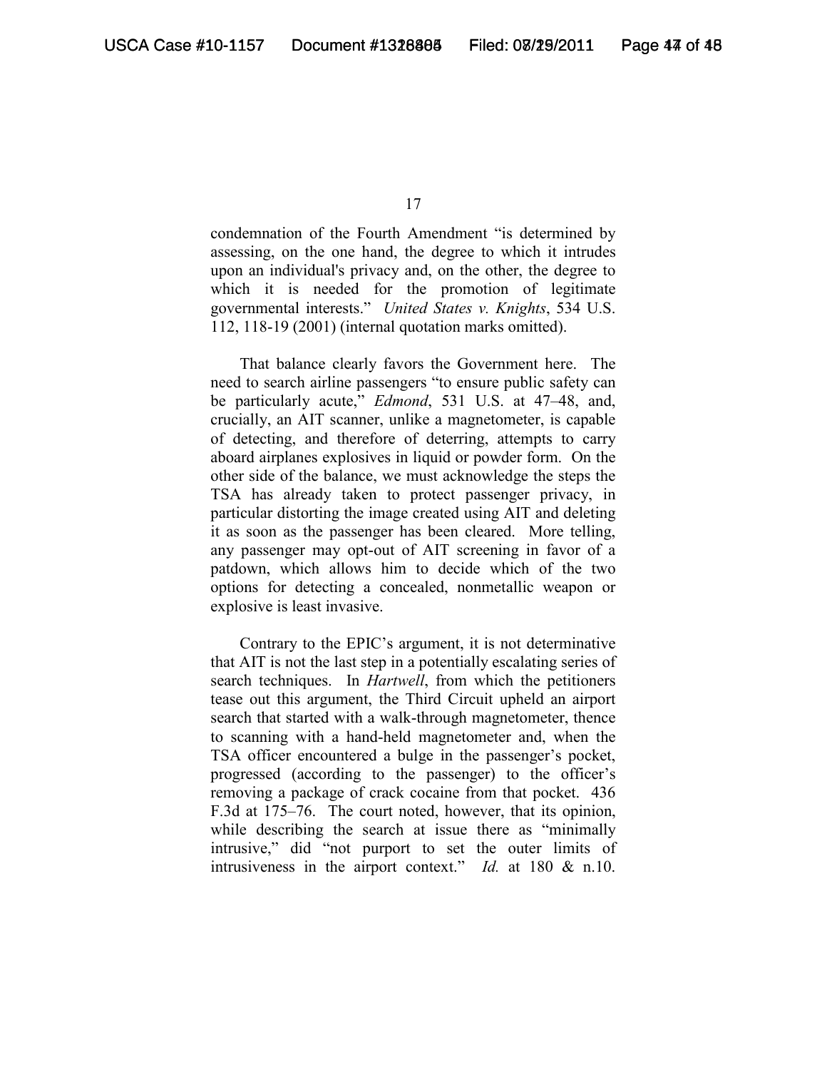condemnation of the Fourth Amendment "is determined by assessing, on the one hand, the degree to which it intrudes upon an individual's privacy and, on the other, the degree to which it is needed for the promotion of legitimate governmental interests." *United States v. Knights*, 534 U.S. 112, 118-19 (2001) (internal quotation marks omitted).

That balance clearly favors the Government here. The need to search airline passengers "to ensure public safety can be particularly acute," *Edmond*, 531 U.S. at 47–48, and, crucially, an AIT scanner, unlike a magnetometer, is capable of detecting, and therefore of deterring, attempts to carry aboard airplanes explosives in liquid or powder form. On the other side of the balance, we must acknowledge the steps the TSA has already taken to protect passenger privacy, in particular distorting the image created using AIT and deleting it as soon as the passenger has been cleared. More telling, any passenger may opt-out of AIT screening in favor of a patdown, which allows him to decide which of the two options for detecting a concealed, nonmetallic weapon or explosive is least invasive.

Contrary to the EPIC's argument, it is not determinative that AIT is not the last step in a potentially escalating series of search techniques. In *Hartwell*, from which the petitioners tease out this argument, the Third Circuit upheld an airport search that started with a walk-through magnetometer, thence to scanning with a hand-held magnetometer and, when the TSA officer encountered a bulge in the passenger's pocket, progressed (according to the passenger) to the officer's removing a package of crack cocaine from that pocket. 436 F.3d at 175–76. The court noted, however, that its opinion, while describing the search at issue there as "minimally intrusive," did "not purport to set the outer limits of intrusiveness in the airport context." *Id.* at 180 & n.10.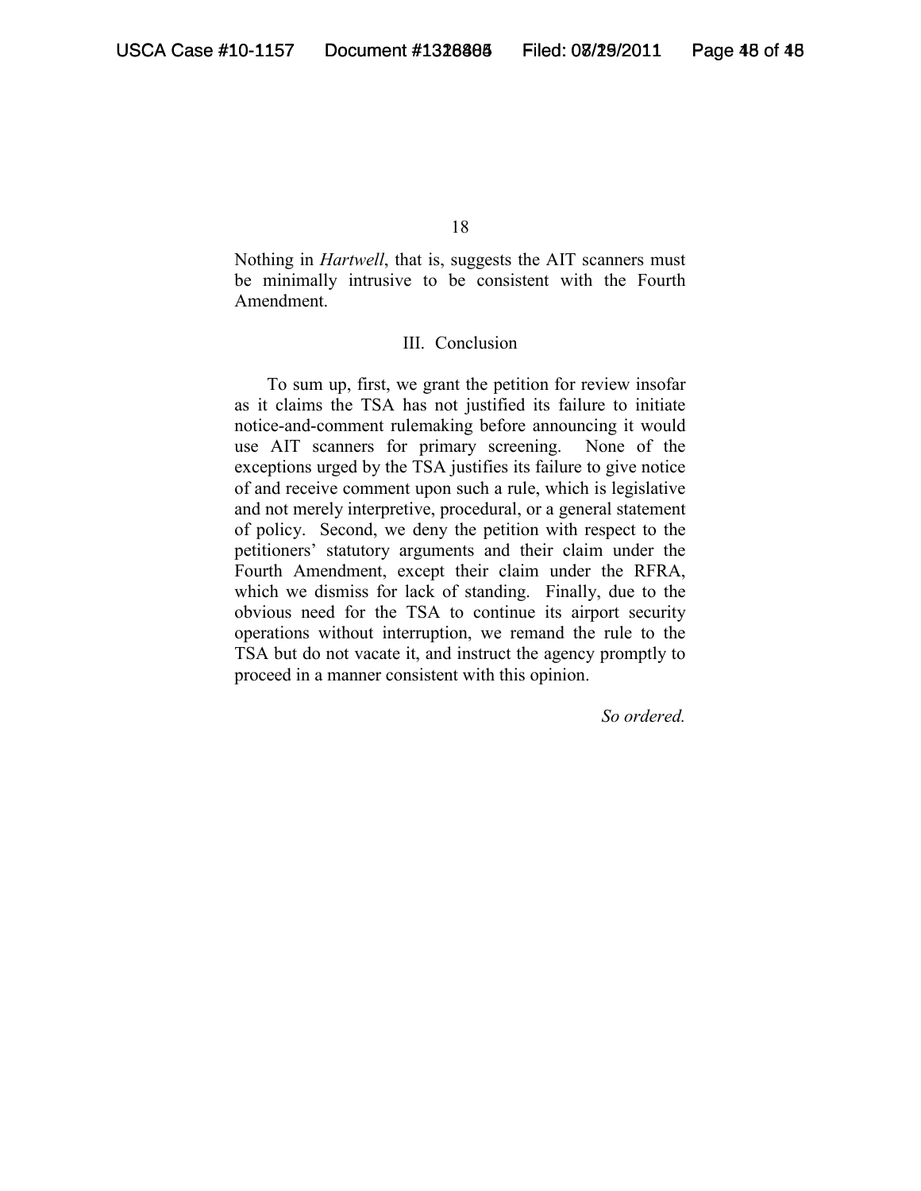Nothing in *Hartwell*, that is, suggests the AIT scanners must be minimally intrusive to be consistent with the Fourth Amendment.

### III. Conclusion

To sum up, first, we grant the petition for review insofar as it claims the TSA has not justified its failure to initiate notice-and-comment rulemaking before announcing it would use AIT scanners for primary screening. None of the exceptions urged by the TSA justifies its failure to give notice of and receive comment upon such a rule, which is legislative and not merely interpretive, procedural, or a general statement of policy. Second, we deny the petition with respect to the petitioners' statutory arguments and their claim under the Fourth Amendment, except their claim under the RFRA, which we dismiss for lack of standing. Finally, due to the obvious need for the TSA to continue its airport security operations without interruption, we remand the rule to the TSA but do not vacate it, and instruct the agency promptly to proceed in a manner consistent with this opinion.

*So ordered.*